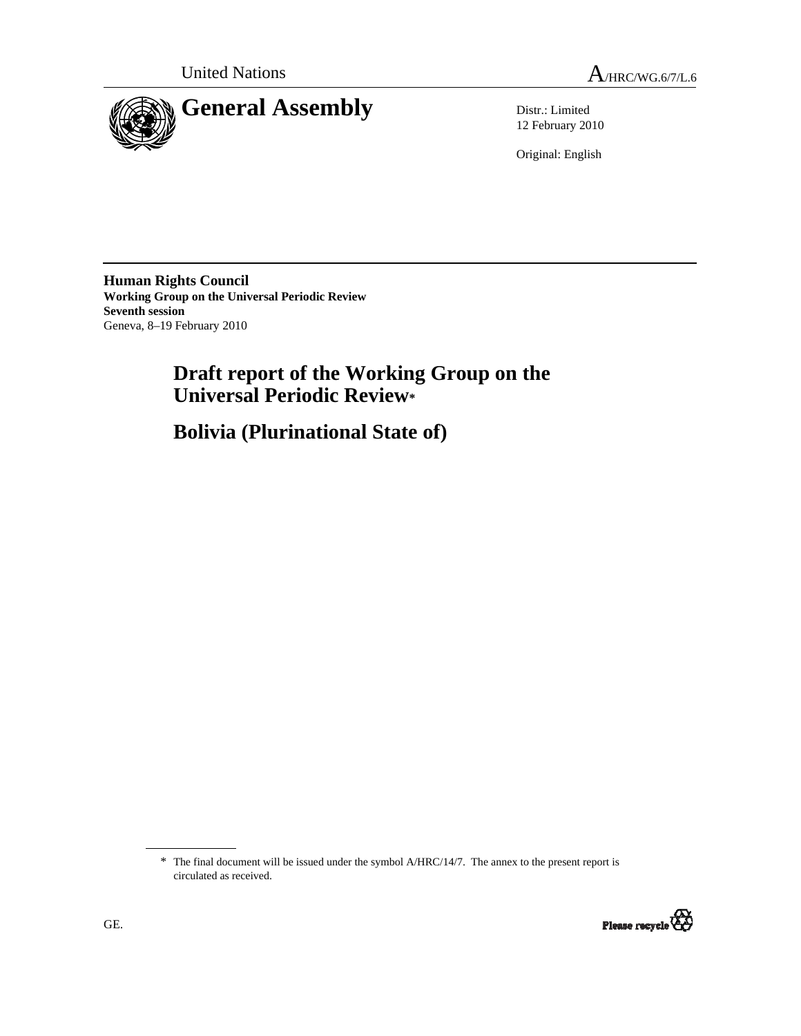United Nations

A/HRC/WG.6/7/L.6

# General Assembly

Distr.: Limited
12 February 2010

Original: English

**Human Rights Council**
**Working Group on the Universal Periodic Review**
**Seventh session**
Geneva, 8–19 February 2010

# Draft report of the Working Group on the Universal Periodic Review*

# Bolivia (Plurinational State of)

---

\* The final document will be issued under the symbol A/HRC/14/7. The annex to the present report is circulated as received.

GE.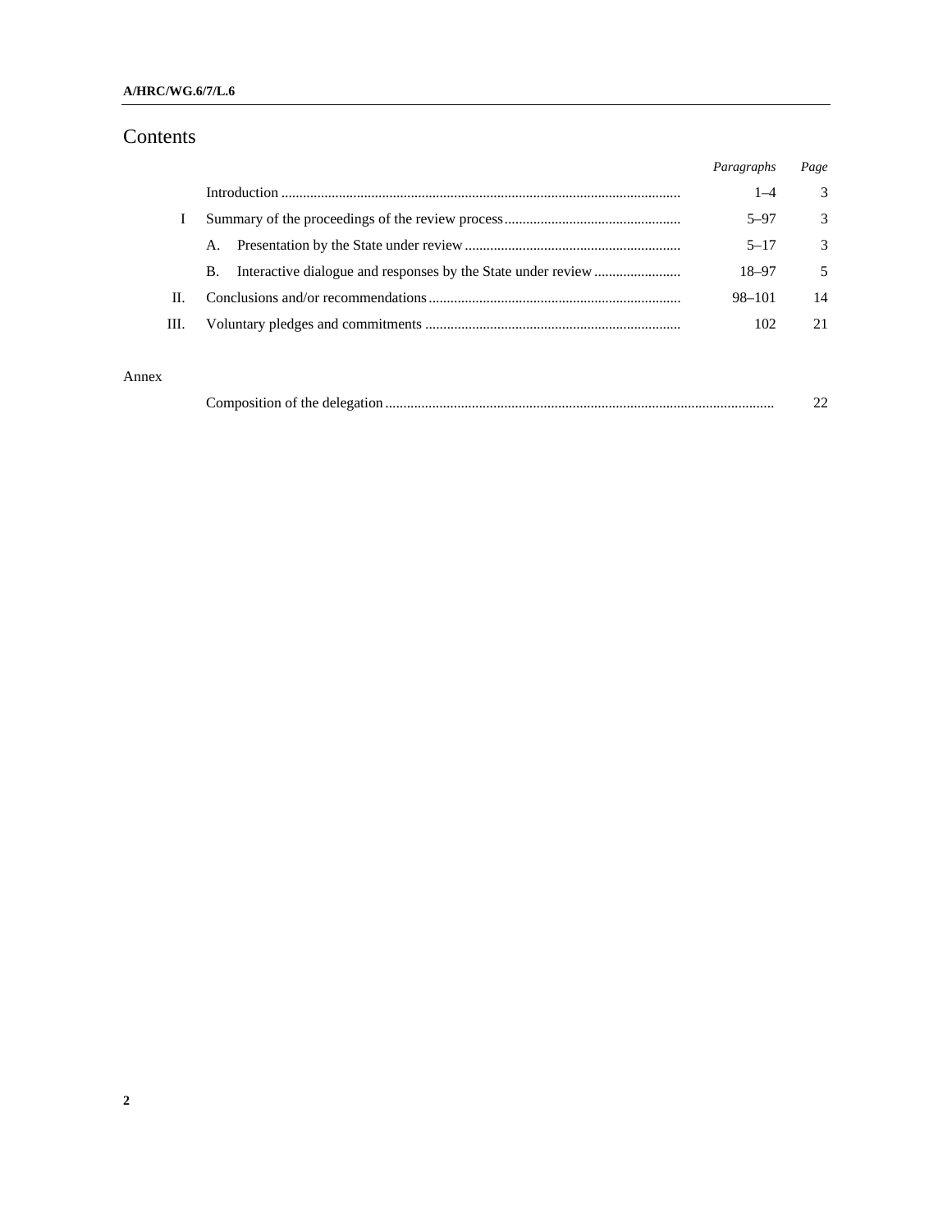# Contents

| | | Paragraphs | Page |
|---|---|---|---|
| | Introduction | 1–4 | 3 |
| I | Summary of the proceedings of the review process | 5–97 | 3 |
| | A. Presentation by the State under review | 5–17 | 3 |
| | B. Interactive dialogue and responses by the State under review | 18–97 | 5 |
| II. | Conclusions and/or recommendations | 98–101 | 14 |
| III. | Voluntary pledges and commitments | 102 | 21 |

Annex

| | | |
|---|---|---|
| | Composition of the delegation | 22 |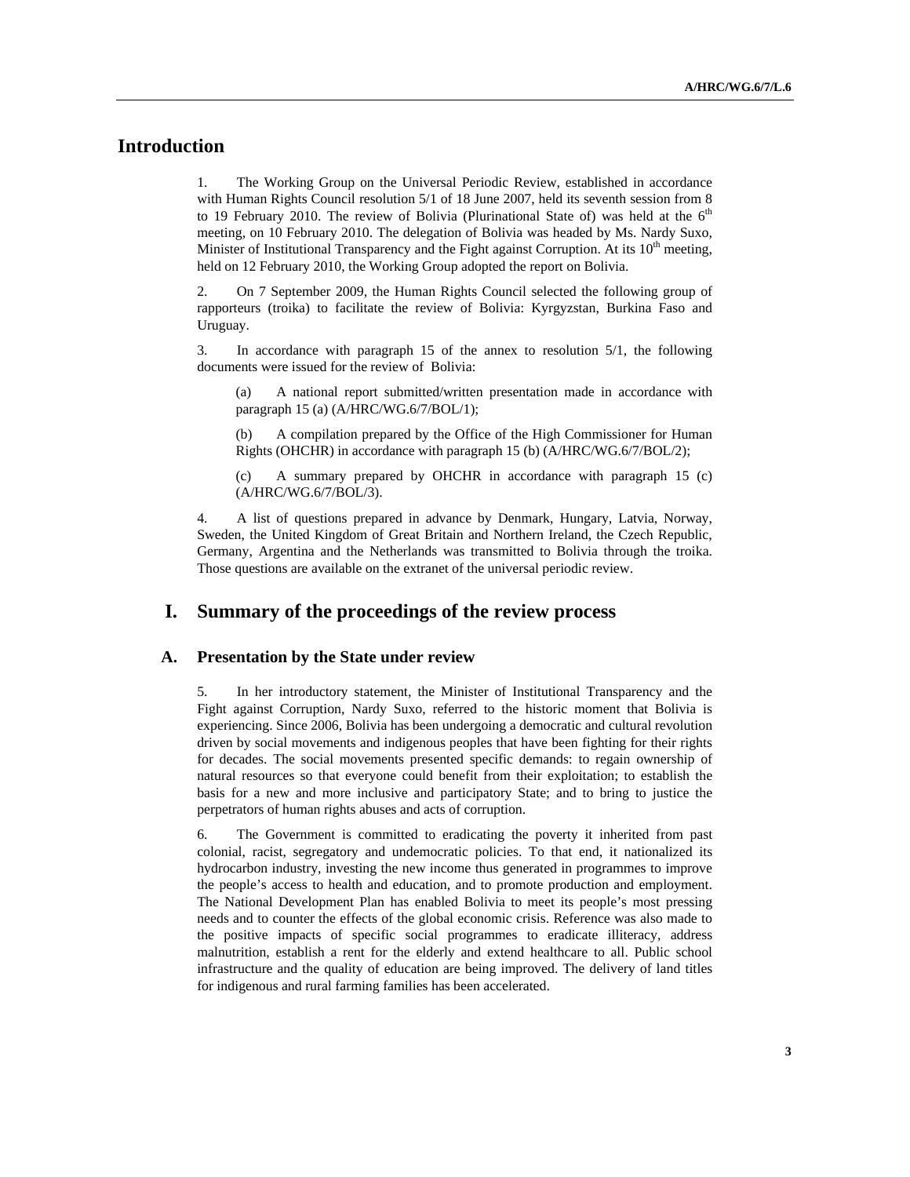# Introduction

1. The Working Group on the Universal Periodic Review, established in accordance with Human Rights Council resolution 5/1 of 18 June 2007, held its seventh session from 8 to 19 February 2010. The review of Bolivia (Plurinational State of) was held at the 6th meeting, on 10 February 2010. The delegation of Bolivia was headed by Ms. Nardy Suxo, Minister of Institutional Transparency and the Fight against Corruption. At its 10th meeting, held on 12 February 2010, the Working Group adopted the report on Bolivia.

2. On 7 September 2009, the Human Rights Council selected the following group of rapporteurs (troika) to facilitate the review of Bolivia: Kyrgyzstan, Burkina Faso and Uruguay.

3. In accordance with paragraph 15 of the annex to resolution 5/1, the following documents were issued for the review of Bolivia:

(a) A national report submitted/written presentation made in accordance with paragraph 15 (a) (A/HRC/WG.6/7/BOL/1);

(b) A compilation prepared by the Office of the High Commissioner for Human Rights (OHCHR) in accordance with paragraph 15 (b) (A/HRC/WG.6/7/BOL/2);

(c) A summary prepared by OHCHR in accordance with paragraph 15 (c) (A/HRC/WG.6/7/BOL/3).

4. A list of questions prepared in advance by Denmark, Hungary, Latvia, Norway, Sweden, the United Kingdom of Great Britain and Northern Ireland, the Czech Republic, Germany, Argentina and the Netherlands was transmitted to Bolivia through the troika. Those questions are available on the extranet of the universal periodic review.

# I. Summary of the proceedings of the review process

## A. Presentation by the State under review

5. In her introductory statement, the Minister of Institutional Transparency and the Fight against Corruption, Nardy Suxo, referred to the historic moment that Bolivia is experiencing. Since 2006, Bolivia has been undergoing a democratic and cultural revolution driven by social movements and indigenous peoples that have been fighting for their rights for decades. The social movements presented specific demands: to regain ownership of natural resources so that everyone could benefit from their exploitation; to establish the basis for a new and more inclusive and participatory State; and to bring to justice the perpetrators of human rights abuses and acts of corruption.

6. The Government is committed to eradicating the poverty it inherited from past colonial, racist, segregatory and undemocratic policies. To that end, it nationalized its hydrocarbon industry, investing the new income thus generated in programmes to improve the people's access to health and education, and to promote production and employment. The National Development Plan has enabled Bolivia to meet its people's most pressing needs and to counter the effects of the global economic crisis. Reference was also made to the positive impacts of specific social programmes to eradicate illiteracy, address malnutrition, establish a rent for the elderly and extend healthcare to all. Public school infrastructure and the quality of education are being improved. The delivery of land titles for indigenous and rural farming families has been accelerated.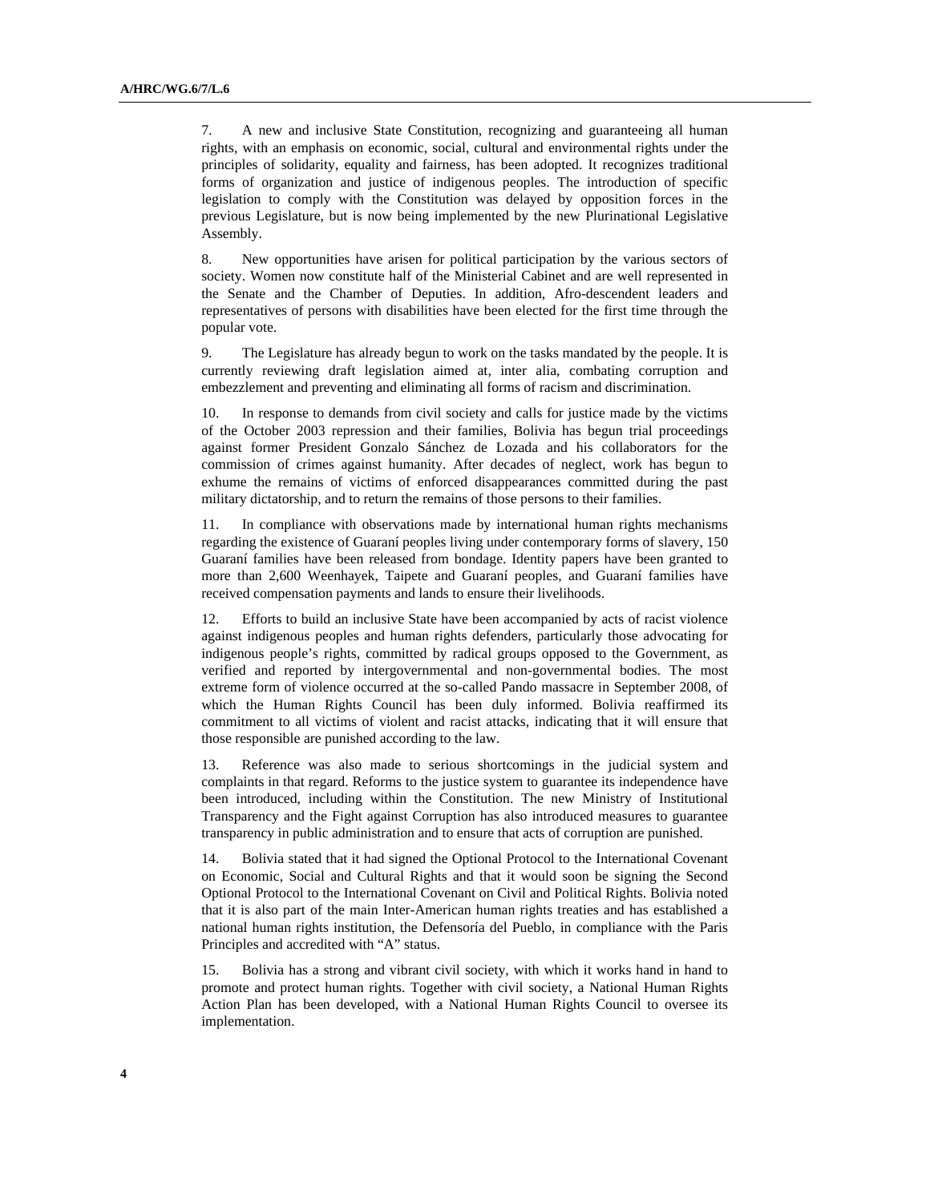7. A new and inclusive State Constitution, recognizing and guaranteeing all human rights, with an emphasis on economic, social, cultural and environmental rights under the principles of solidarity, equality and fairness, has been adopted. It recognizes traditional forms of organization and justice of indigenous peoples. The introduction of specific legislation to comply with the Constitution was delayed by opposition forces in the previous Legislature, but is now being implemented by the new Plurinational Legislative Assembly.

8. New opportunities have arisen for political participation by the various sectors of society. Women now constitute half of the Ministerial Cabinet and are well represented in the Senate and the Chamber of Deputies. In addition, Afro-descendent leaders and representatives of persons with disabilities have been elected for the first time through the popular vote.

9. The Legislature has already begun to work on the tasks mandated by the people. It is currently reviewing draft legislation aimed at, inter alia, combating corruption and embezzlement and preventing and eliminating all forms of racism and discrimination.

10. In response to demands from civil society and calls for justice made by the victims of the October 2003 repression and their families, Bolivia has begun trial proceedings against former President Gonzalo Sánchez de Lozada and his collaborators for the commission of crimes against humanity. After decades of neglect, work has begun to exhume the remains of victims of enforced disappearances committed during the past military dictatorship, and to return the remains of those persons to their families.

11. In compliance with observations made by international human rights mechanisms regarding the existence of Guaraní peoples living under contemporary forms of slavery, 150 Guaraní families have been released from bondage. Identity papers have been granted to more than 2,600 Weenhayek, Taipete and Guaraní peoples, and Guaraní families have received compensation payments and lands to ensure their livelihoods.

12. Efforts to build an inclusive State have been accompanied by acts of racist violence against indigenous peoples and human rights defenders, particularly those advocating for indigenous people's rights, committed by radical groups opposed to the Government, as verified and reported by intergovernmental and non-governmental bodies. The most extreme form of violence occurred at the so-called Pando massacre in September 2008, of which the Human Rights Council has been duly informed. Bolivia reaffirmed its commitment to all victims of violent and racist attacks, indicating that it will ensure that those responsible are punished according to the law.

13. Reference was also made to serious shortcomings in the judicial system and complaints in that regard. Reforms to the justice system to guarantee its independence have been introduced, including within the Constitution. The new Ministry of Institutional Transparency and the Fight against Corruption has also introduced measures to guarantee transparency in public administration and to ensure that acts of corruption are punished.

14. Bolivia stated that it had signed the Optional Protocol to the International Covenant on Economic, Social and Cultural Rights and that it would soon be signing the Second Optional Protocol to the International Covenant on Civil and Political Rights. Bolivia noted that it is also part of the main Inter-American human rights treaties and has established a national human rights institution, the Defensoría del Pueblo, in compliance with the Paris Principles and accredited with "A" status.

15. Bolivia has a strong and vibrant civil society, with which it works hand in hand to promote and protect human rights. Together with civil society, a National Human Rights Action Plan has been developed, with a National Human Rights Council to oversee its implementation.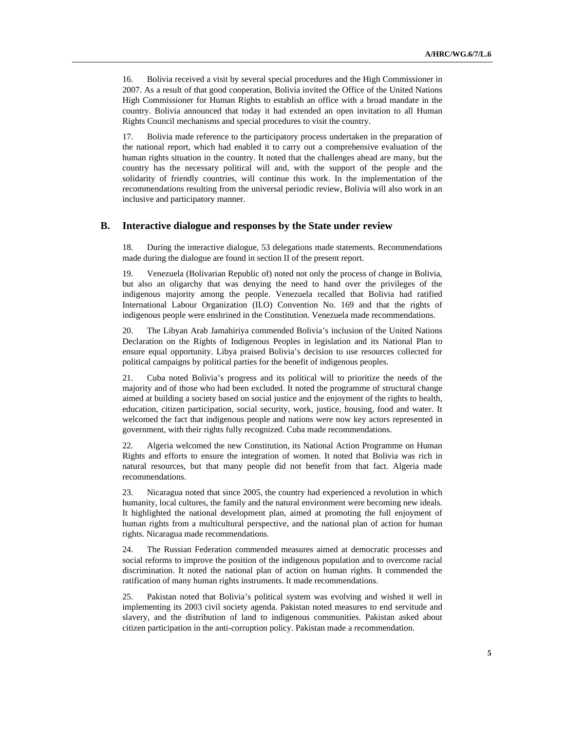16. Bolivia received a visit by several special procedures and the High Commissioner in 2007. As a result of that good cooperation, Bolivia invited the Office of the United Nations High Commissioner for Human Rights to establish an office with a broad mandate in the country. Bolivia announced that today it had extended an open invitation to all Human Rights Council mechanisms and special procedures to visit the country.

17. Bolivia made reference to the participatory process undertaken in the preparation of the national report, which had enabled it to carry out a comprehensive evaluation of the human rights situation in the country. It noted that the challenges ahead are many, but the country has the necessary political will and, with the support of the people and the solidarity of friendly countries, will continue this work. In the implementation of the recommendations resulting from the universal periodic review, Bolivia will also work in an inclusive and participatory manner.

## B. Interactive dialogue and responses by the State under review

18. During the interactive dialogue, 53 delegations made statements. Recommendations made during the dialogue are found in section II of the present report.

19. Venezuela (Bolivarian Republic of) noted not only the process of change in Bolivia, but also an oligarchy that was denying the need to hand over the privileges of the indigenous majority among the people. Venezuela recalled that Bolivia had ratified International Labour Organization (ILO) Convention No. 169 and that the rights of indigenous people were enshrined in the Constitution. Venezuela made recommendations.

20. The Libyan Arab Jamahiriya commended Bolivia's inclusion of the United Nations Declaration on the Rights of Indigenous Peoples in legislation and its National Plan to ensure equal opportunity. Libya praised Bolivia's decision to use resources collected for political campaigns by political parties for the benefit of indigenous peoples.

21. Cuba noted Bolivia's progress and its political will to prioritize the needs of the majority and of those who had been excluded. It noted the programme of structural change aimed at building a society based on social justice and the enjoyment of the rights to health, education, citizen participation, social security, work, justice, housing, food and water. It welcomed the fact that indigenous people and nations were now key actors represented in government, with their rights fully recognized. Cuba made recommendations.

22. Algeria welcomed the new Constitution, its National Action Programme on Human Rights and efforts to ensure the integration of women. It noted that Bolivia was rich in natural resources, but that many people did not benefit from that fact. Algeria made recommendations.

23. Nicaragua noted that since 2005, the country had experienced a revolution in which humanity, local cultures, the family and the natural environment were becoming new ideals. It highlighted the national development plan, aimed at promoting the full enjoyment of human rights from a multicultural perspective, and the national plan of action for human rights. Nicaragua made recommendations.

24. The Russian Federation commended measures aimed at democratic processes and social reforms to improve the position of the indigenous population and to overcome racial discrimination. It noted the national plan of action on human rights. It commended the ratification of many human rights instruments. It made recommendations.

25. Pakistan noted that Bolivia's political system was evolving and wished it well in implementing its 2003 civil society agenda. Pakistan noted measures to end servitude and slavery, and the distribution of land to indigenous communities. Pakistan asked about citizen participation in the anti-corruption policy. Pakistan made a recommendation.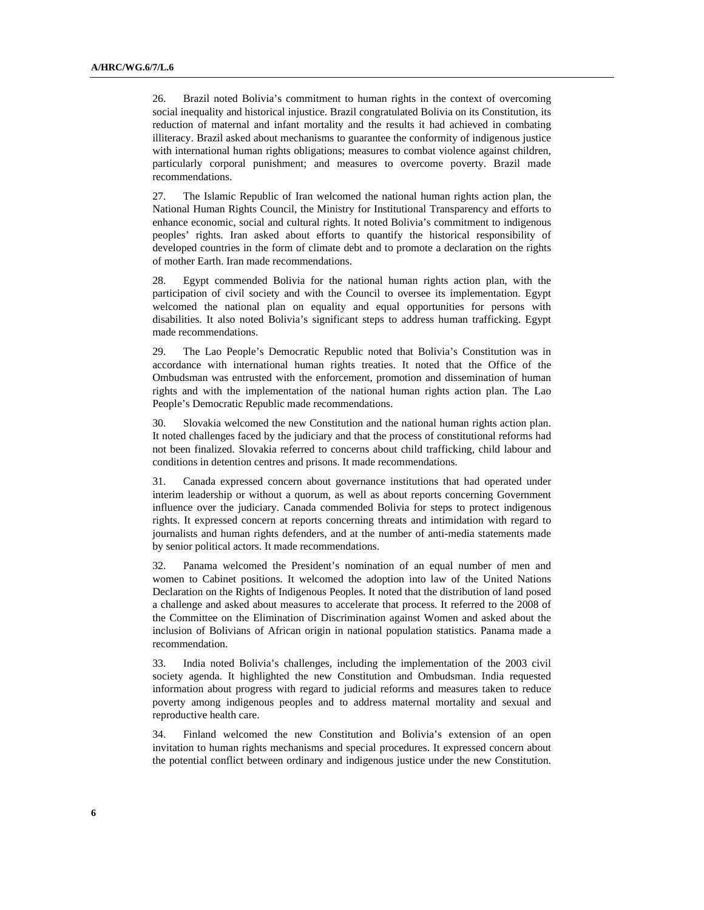26. Brazil noted Bolivia's commitment to human rights in the context of overcoming social inequality and historical injustice. Brazil congratulated Bolivia on its Constitution, its reduction of maternal and infant mortality and the results it had achieved in combating illiteracy. Brazil asked about mechanisms to guarantee the conformity of indigenous justice with international human rights obligations; measures to combat violence against children, particularly corporal punishment; and measures to overcome poverty. Brazil made recommendations.

27. The Islamic Republic of Iran welcomed the national human rights action plan, the National Human Rights Council, the Ministry for Institutional Transparency and efforts to enhance economic, social and cultural rights. It noted Bolivia's commitment to indigenous peoples' rights. Iran asked about efforts to quantify the historical responsibility of developed countries in the form of climate debt and to promote a declaration on the rights of mother Earth. Iran made recommendations.

28. Egypt commended Bolivia for the national human rights action plan, with the participation of civil society and with the Council to oversee its implementation. Egypt welcomed the national plan on equality and equal opportunities for persons with disabilities. It also noted Bolivia's significant steps to address human trafficking. Egypt made recommendations.

29. The Lao People's Democratic Republic noted that Bolivia's Constitution was in accordance with international human rights treaties. It noted that the Office of the Ombudsman was entrusted with the enforcement, promotion and dissemination of human rights and with the implementation of the national human rights action plan. The Lao People's Democratic Republic made recommendations.

30. Slovakia welcomed the new Constitution and the national human rights action plan. It noted challenges faced by the judiciary and that the process of constitutional reforms had not been finalized. Slovakia referred to concerns about child trafficking, child labour and conditions in detention centres and prisons. It made recommendations.

31. Canada expressed concern about governance institutions that had operated under interim leadership or without a quorum, as well as about reports concerning Government influence over the judiciary. Canada commended Bolivia for steps to protect indigenous rights. It expressed concern at reports concerning threats and intimidation with regard to journalists and human rights defenders, and at the number of anti-media statements made by senior political actors. It made recommendations.

32. Panama welcomed the President's nomination of an equal number of men and women to Cabinet positions. It welcomed the adoption into law of the United Nations Declaration on the Rights of Indigenous Peoples. It noted that the distribution of land posed a challenge and asked about measures to accelerate that process. It referred to the 2008 of the Committee on the Elimination of Discrimination against Women and asked about the inclusion of Bolivians of African origin in national population statistics. Panama made a recommendation.

33. India noted Bolivia's challenges, including the implementation of the 2003 civil society agenda. It highlighted the new Constitution and Ombudsman. India requested information about progress with regard to judicial reforms and measures taken to reduce poverty among indigenous peoples and to address maternal mortality and sexual and reproductive health care.

34. Finland welcomed the new Constitution and Bolivia's extension of an open invitation to human rights mechanisms and special procedures. It expressed concern about the potential conflict between ordinary and indigenous justice under the new Constitution.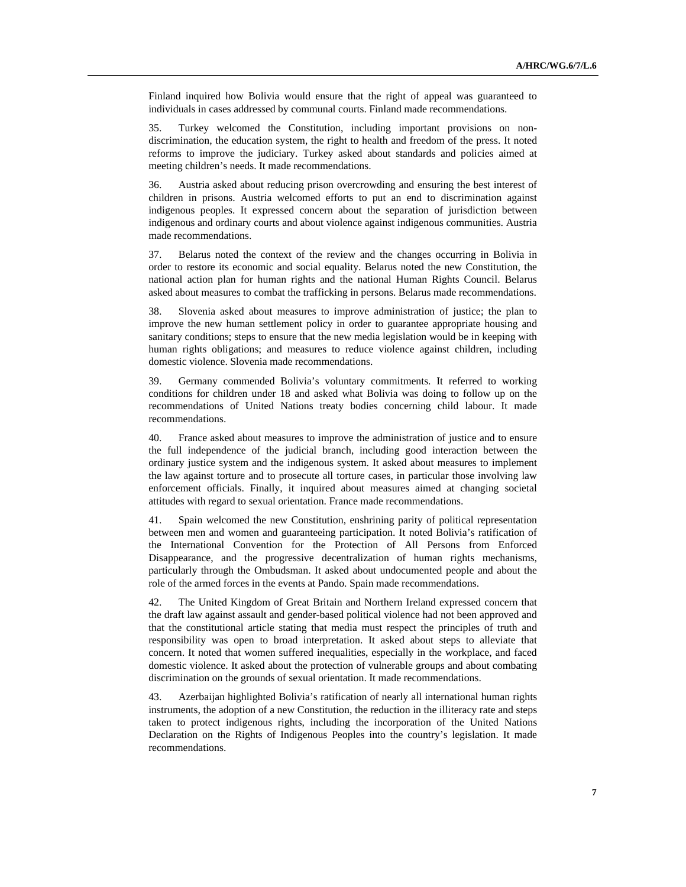Finland inquired how Bolivia would ensure that the right of appeal was guaranteed to individuals in cases addressed by communal courts. Finland made recommendations.

35. Turkey welcomed the Constitution, including important provisions on non-discrimination, the education system, the right to health and freedom of the press. It noted reforms to improve the judiciary. Turkey asked about standards and policies aimed at meeting children's needs. It made recommendations.

36. Austria asked about reducing prison overcrowding and ensuring the best interest of children in prisons. Austria welcomed efforts to put an end to discrimination against indigenous peoples. It expressed concern about the separation of jurisdiction between indigenous and ordinary courts and about violence against indigenous communities. Austria made recommendations.

37. Belarus noted the context of the review and the changes occurring in Bolivia in order to restore its economic and social equality. Belarus noted the new Constitution, the national action plan for human rights and the national Human Rights Council. Belarus asked about measures to combat the trafficking in persons. Belarus made recommendations.

38. Slovenia asked about measures to improve administration of justice; the plan to improve the new human settlement policy in order to guarantee appropriate housing and sanitary conditions; steps to ensure that the new media legislation would be in keeping with human rights obligations; and measures to reduce violence against children, including domestic violence. Slovenia made recommendations.

39. Germany commended Bolivia's voluntary commitments. It referred to working conditions for children under 18 and asked what Bolivia was doing to follow up on the recommendations of United Nations treaty bodies concerning child labour. It made recommendations.

40. France asked about measures to improve the administration of justice and to ensure the full independence of the judicial branch, including good interaction between the ordinary justice system and the indigenous system. It asked about measures to implement the law against torture and to prosecute all torture cases, in particular those involving law enforcement officials. Finally, it inquired about measures aimed at changing societal attitudes with regard to sexual orientation. France made recommendations.

41. Spain welcomed the new Constitution, enshrining parity of political representation between men and women and guaranteeing participation. It noted Bolivia's ratification of the International Convention for the Protection of All Persons from Enforced Disappearance, and the progressive decentralization of human rights mechanisms, particularly through the Ombudsman. It asked about undocumented people and about the role of the armed forces in the events at Pando. Spain made recommendations.

42. The United Kingdom of Great Britain and Northern Ireland expressed concern that the draft law against assault and gender-based political violence had not been approved and that the constitutional article stating that media must respect the principles of truth and responsibility was open to broad interpretation. It asked about steps to alleviate that concern. It noted that women suffered inequalities, especially in the workplace, and faced domestic violence. It asked about the protection of vulnerable groups and about combating discrimination on the grounds of sexual orientation. It made recommendations.

43. Azerbaijan highlighted Bolivia's ratification of nearly all international human rights instruments, the adoption of a new Constitution, the reduction in the illiteracy rate and steps taken to protect indigenous rights, including the incorporation of the United Nations Declaration on the Rights of Indigenous Peoples into the country's legislation. It made recommendations.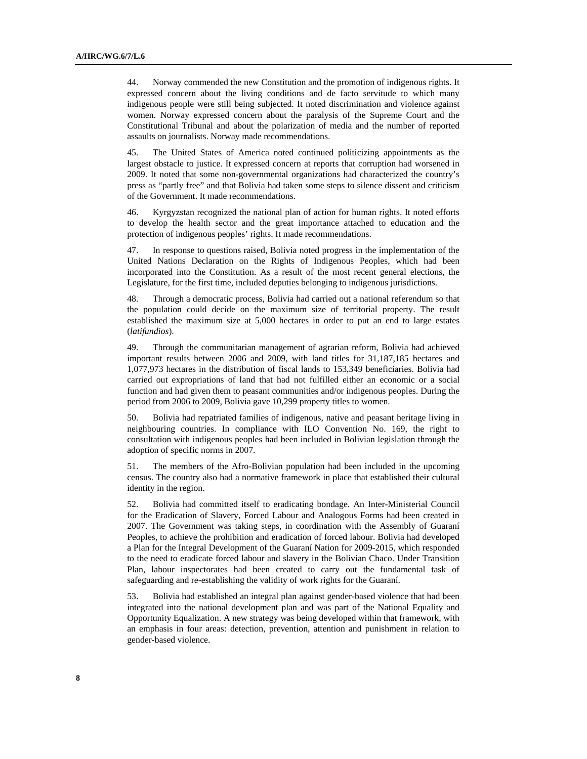44. Norway commended the new Constitution and the promotion of indigenous rights. It expressed concern about the living conditions and de facto servitude to which many indigenous people were still being subjected. It noted discrimination and violence against women. Norway expressed concern about the paralysis of the Supreme Court and the Constitutional Tribunal and about the polarization of media and the number of reported assaults on journalists. Norway made recommendations.

45. The United States of America noted continued politicizing appointments as the largest obstacle to justice. It expressed concern at reports that corruption had worsened in 2009. It noted that some non-governmental organizations had characterized the country's press as "partly free" and that Bolivia had taken some steps to silence dissent and criticism of the Government. It made recommendations.

46. Kyrgyzstan recognized the national plan of action for human rights. It noted efforts to develop the health sector and the great importance attached to education and the protection of indigenous peoples' rights. It made recommendations.

47. In response to questions raised, Bolivia noted progress in the implementation of the United Nations Declaration on the Rights of Indigenous Peoples, which had been incorporated into the Constitution. As a result of the most recent general elections, the Legislature, for the first time, included deputies belonging to indigenous jurisdictions.

48. Through a democratic process, Bolivia had carried out a national referendum so that the population could decide on the maximum size of territorial property. The result established the maximum size at 5,000 hectares in order to put an end to large estates (*latifundios*).

49. Through the communitarian management of agrarian reform, Bolivia had achieved important results between 2006 and 2009, with land titles for 31,187,185 hectares and 1,077,973 hectares in the distribution of fiscal lands to 153,349 beneficiaries. Bolivia had carried out expropriations of land that had not fulfilled either an economic or a social function and had given them to peasant communities and/or indigenous peoples. During the period from 2006 to 2009, Bolivia gave 10,299 property titles to women.

50. Bolivia had repatriated families of indigenous, native and peasant heritage living in neighbouring countries. In compliance with ILO Convention No. 169, the right to consultation with indigenous peoples had been included in Bolivian legislation through the adoption of specific norms in 2007.

51. The members of the Afro-Bolivian population had been included in the upcoming census. The country also had a normative framework in place that established their cultural identity in the region.

52. Bolivia had committed itself to eradicating bondage. An Inter-Ministerial Council for the Eradication of Slavery, Forced Labour and Analogous Forms had been created in 2007. The Government was taking steps, in coordination with the Assembly of Guaraní Peoples, to achieve the prohibition and eradication of forced labour. Bolivia had developed a Plan for the Integral Development of the Guaraní Nation for 2009-2015, which responded to the need to eradicate forced labour and slavery in the Bolivian Chaco. Under Transition Plan, labour inspectorates had been created to carry out the fundamental task of safeguarding and re-establishing the validity of work rights for the Guaraní.

53. Bolivia had established an integral plan against gender-based violence that had been integrated into the national development plan and was part of the National Equality and Opportunity Equalization. A new strategy was being developed within that framework, with an emphasis in four areas: detection, prevention, attention and punishment in relation to gender-based violence.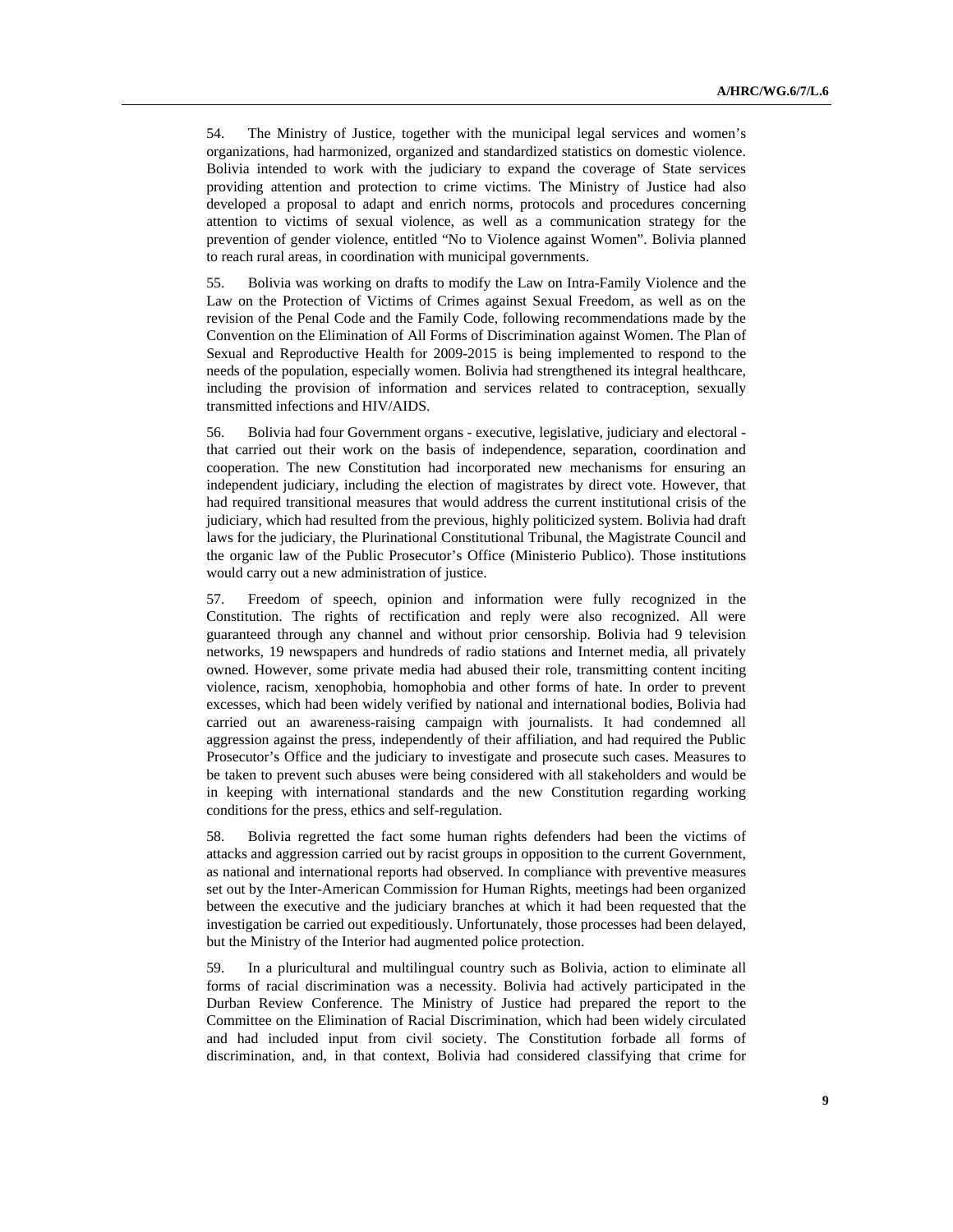54. The Ministry of Justice, together with the municipal legal services and women's organizations, had harmonized, organized and standardized statistics on domestic violence. Bolivia intended to work with the judiciary to expand the coverage of State services providing attention and protection to crime victims. The Ministry of Justice had also developed a proposal to adapt and enrich norms, protocols and procedures concerning attention to victims of sexual violence, as well as a communication strategy for the prevention of gender violence, entitled "No to Violence against Women". Bolivia planned to reach rural areas, in coordination with municipal governments.

55. Bolivia was working on drafts to modify the Law on Intra-Family Violence and the Law on the Protection of Victims of Crimes against Sexual Freedom, as well as on the revision of the Penal Code and the Family Code, following recommendations made by the Convention on the Elimination of All Forms of Discrimination against Women. The Plan of Sexual and Reproductive Health for 2009-2015 is being implemented to respond to the needs of the population, especially women. Bolivia had strengthened its integral healthcare, including the provision of information and services related to contraception, sexually transmitted infections and HIV/AIDS.

56. Bolivia had four Government organs - executive, legislative, judiciary and electoral - that carried out their work on the basis of independence, separation, coordination and cooperation. The new Constitution had incorporated new mechanisms for ensuring an independent judiciary, including the election of magistrates by direct vote. However, that had required transitional measures that would address the current institutional crisis of the judiciary, which had resulted from the previous, highly politicized system. Bolivia had draft laws for the judiciary, the Plurinational Constitutional Tribunal, the Magistrate Council and the organic law of the Public Prosecutor's Office (Ministerio Publico). Those institutions would carry out a new administration of justice.

57. Freedom of speech, opinion and information were fully recognized in the Constitution. The rights of rectification and reply were also recognized. All were guaranteed through any channel and without prior censorship. Bolivia had 9 television networks, 19 newspapers and hundreds of radio stations and Internet media, all privately owned. However, some private media had abused their role, transmitting content inciting violence, racism, xenophobia, homophobia and other forms of hate. In order to prevent excesses, which had been widely verified by national and international bodies, Bolivia had carried out an awareness-raising campaign with journalists. It had condemned all aggression against the press, independently of their affiliation, and had required the Public Prosecutor's Office and the judiciary to investigate and prosecute such cases. Measures to be taken to prevent such abuses were being considered with all stakeholders and would be in keeping with international standards and the new Constitution regarding working conditions for the press, ethics and self-regulation.

58. Bolivia regretted the fact some human rights defenders had been the victims of attacks and aggression carried out by racist groups in opposition to the current Government, as national and international reports had observed. In compliance with preventive measures set out by the Inter-American Commission for Human Rights, meetings had been organized between the executive and the judiciary branches at which it had been requested that the investigation be carried out expeditiously. Unfortunately, those processes had been delayed, but the Ministry of the Interior had augmented police protection.

59. In a pluricultural and multilingual country such as Bolivia, action to eliminate all forms of racial discrimination was a necessity. Bolivia had actively participated in the Durban Review Conference. The Ministry of Justice had prepared the report to the Committee on the Elimination of Racial Discrimination, which had been widely circulated and had included input from civil society. The Constitution forbade all forms of discrimination, and, in that context, Bolivia had considered classifying that crime for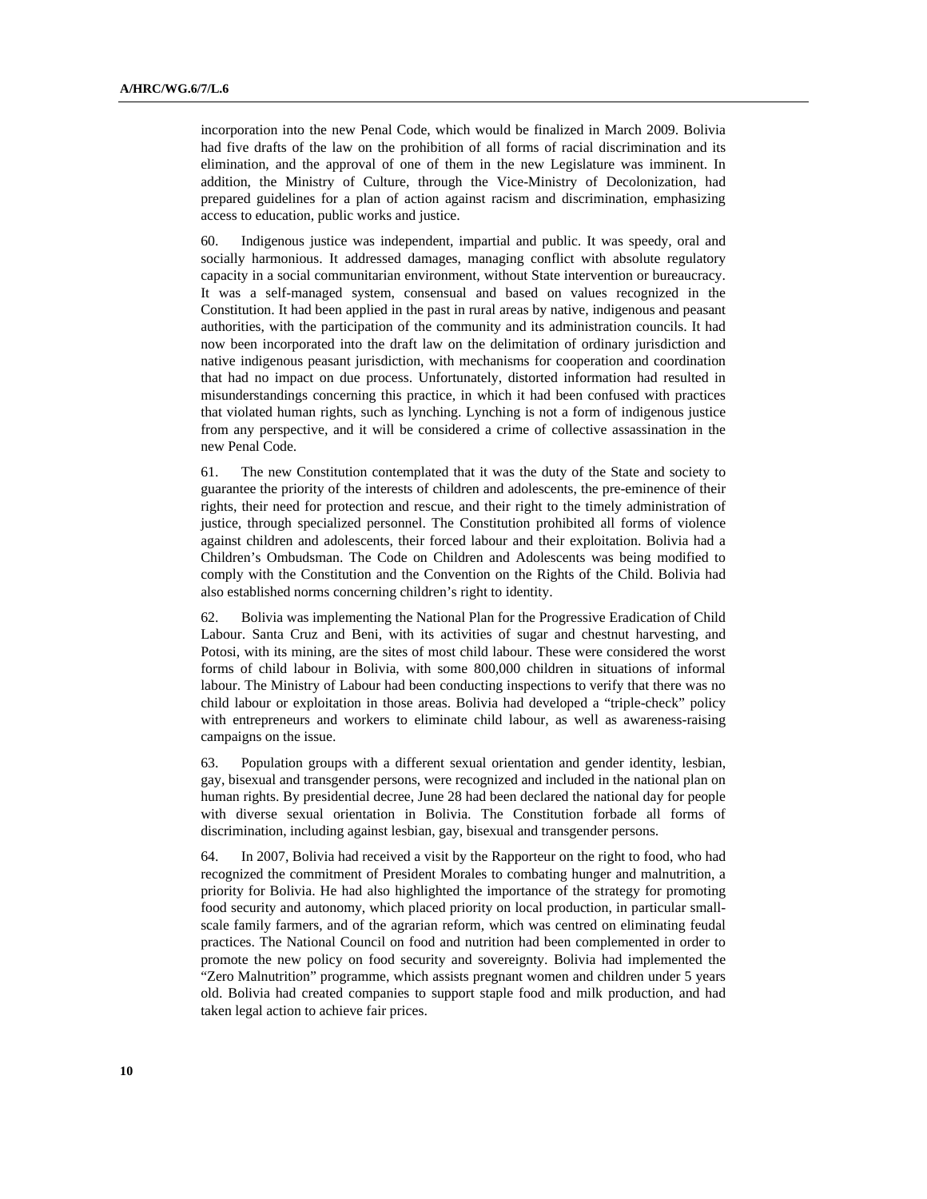incorporation into the new Penal Code, which would be finalized in March 2009. Bolivia had five drafts of the law on the prohibition of all forms of racial discrimination and its elimination, and the approval of one of them in the new Legislature was imminent. In addition, the Ministry of Culture, through the Vice-Ministry of Decolonization, had prepared guidelines for a plan of action against racism and discrimination, emphasizing access to education, public works and justice.

60. Indigenous justice was independent, impartial and public. It was speedy, oral and socially harmonious. It addressed damages, managing conflict with absolute regulatory capacity in a social communitarian environment, without State intervention or bureaucracy. It was a self-managed system, consensual and based on values recognized in the Constitution. It had been applied in the past in rural areas by native, indigenous and peasant authorities, with the participation of the community and its administration councils. It had now been incorporated into the draft law on the delimitation of ordinary jurisdiction and native indigenous peasant jurisdiction, with mechanisms for cooperation and coordination that had no impact on due process. Unfortunately, distorted information had resulted in misunderstandings concerning this practice, in which it had been confused with practices that violated human rights, such as lynching. Lynching is not a form of indigenous justice from any perspective, and it will be considered a crime of collective assassination in the new Penal Code.

61. The new Constitution contemplated that it was the duty of the State and society to guarantee the priority of the interests of children and adolescents, the pre-eminence of their rights, their need for protection and rescue, and their right to the timely administration of justice, through specialized personnel. The Constitution prohibited all forms of violence against children and adolescents, their forced labour and their exploitation. Bolivia had a Children's Ombudsman. The Code on Children and Adolescents was being modified to comply with the Constitution and the Convention on the Rights of the Child. Bolivia had also established norms concerning children's right to identity.

62. Bolivia was implementing the National Plan for the Progressive Eradication of Child Labour. Santa Cruz and Beni, with its activities of sugar and chestnut harvesting, and Potosi, with its mining, are the sites of most child labour. These were considered the worst forms of child labour in Bolivia, with some 800,000 children in situations of informal labour. The Ministry of Labour had been conducting inspections to verify that there was no child labour or exploitation in those areas. Bolivia had developed a "triple-check" policy with entrepreneurs and workers to eliminate child labour, as well as awareness-raising campaigns on the issue.

63. Population groups with a different sexual orientation and gender identity, lesbian, gay, bisexual and transgender persons, were recognized and included in the national plan on human rights. By presidential decree, June 28 had been declared the national day for people with diverse sexual orientation in Bolivia. The Constitution forbade all forms of discrimination, including against lesbian, gay, bisexual and transgender persons.

64. In 2007, Bolivia had received a visit by the Rapporteur on the right to food, who had recognized the commitment of President Morales to combating hunger and malnutrition, a priority for Bolivia. He had also highlighted the importance of the strategy for promoting food security and autonomy, which placed priority on local production, in particular small-scale family farmers, and of the agrarian reform, which was centred on eliminating feudal practices. The National Council on food and nutrition had been complemented in order to promote the new policy on food security and sovereignty. Bolivia had implemented the "Zero Malnutrition" programme, which assists pregnant women and children under 5 years old. Bolivia had created companies to support staple food and milk production, and had taken legal action to achieve fair prices.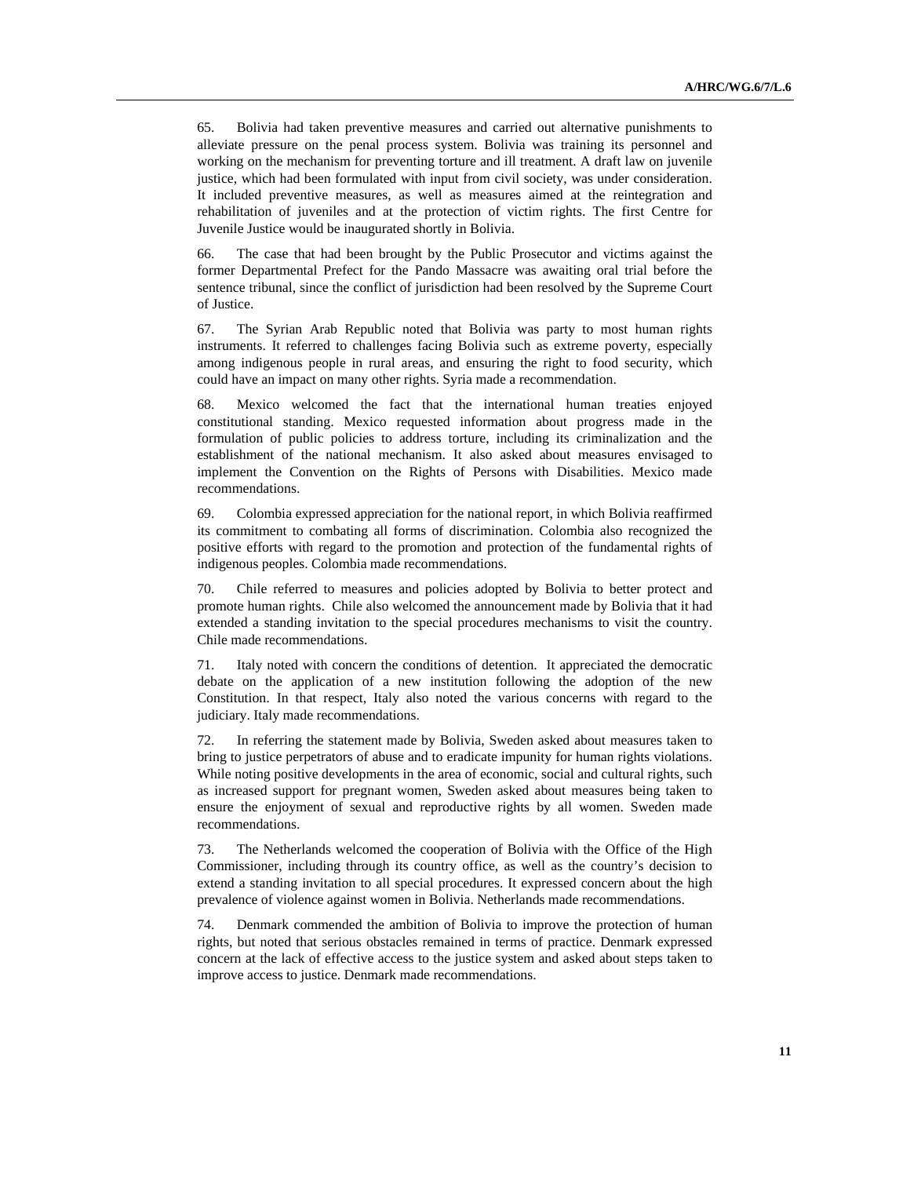65. Bolivia had taken preventive measures and carried out alternative punishments to alleviate pressure on the penal process system. Bolivia was training its personnel and working on the mechanism for preventing torture and ill treatment. A draft law on juvenile justice, which had been formulated with input from civil society, was under consideration. It included preventive measures, as well as measures aimed at the reintegration and rehabilitation of juveniles and at the protection of victim rights. The first Centre for Juvenile Justice would be inaugurated shortly in Bolivia.

66. The case that had been brought by the Public Prosecutor and victims against the former Departmental Prefect for the Pando Massacre was awaiting oral trial before the sentence tribunal, since the conflict of jurisdiction had been resolved by the Supreme Court of Justice.

67. The Syrian Arab Republic noted that Bolivia was party to most human rights instruments. It referred to challenges facing Bolivia such as extreme poverty, especially among indigenous people in rural areas, and ensuring the right to food security, which could have an impact on many other rights. Syria made a recommendation.

68. Mexico welcomed the fact that the international human treaties enjoyed constitutional standing. Mexico requested information about progress made in the formulation of public policies to address torture, including its criminalization and the establishment of the national mechanism. It also asked about measures envisaged to implement the Convention on the Rights of Persons with Disabilities. Mexico made recommendations.

69. Colombia expressed appreciation for the national report, in which Bolivia reaffirmed its commitment to combating all forms of discrimination. Colombia also recognized the positive efforts with regard to the promotion and protection of the fundamental rights of indigenous peoples. Colombia made recommendations.

70. Chile referred to measures and policies adopted by Bolivia to better protect and promote human rights. Chile also welcomed the announcement made by Bolivia that it had extended a standing invitation to the special procedures mechanisms to visit the country. Chile made recommendations.

71. Italy noted with concern the conditions of detention. It appreciated the democratic debate on the application of a new institution following the adoption of the new Constitution. In that respect, Italy also noted the various concerns with regard to the judiciary. Italy made recommendations.

72. In referring the statement made by Bolivia, Sweden asked about measures taken to bring to justice perpetrators of abuse and to eradicate impunity for human rights violations. While noting positive developments in the area of economic, social and cultural rights, such as increased support for pregnant women, Sweden asked about measures being taken to ensure the enjoyment of sexual and reproductive rights by all women. Sweden made recommendations.

73. The Netherlands welcomed the cooperation of Bolivia with the Office of the High Commissioner, including through its country office, as well as the country's decision to extend a standing invitation to all special procedures. It expressed concern about the high prevalence of violence against women in Bolivia. Netherlands made recommendations.

74. Denmark commended the ambition of Bolivia to improve the protection of human rights, but noted that serious obstacles remained in terms of practice. Denmark expressed concern at the lack of effective access to the justice system and asked about steps taken to improve access to justice. Denmark made recommendations.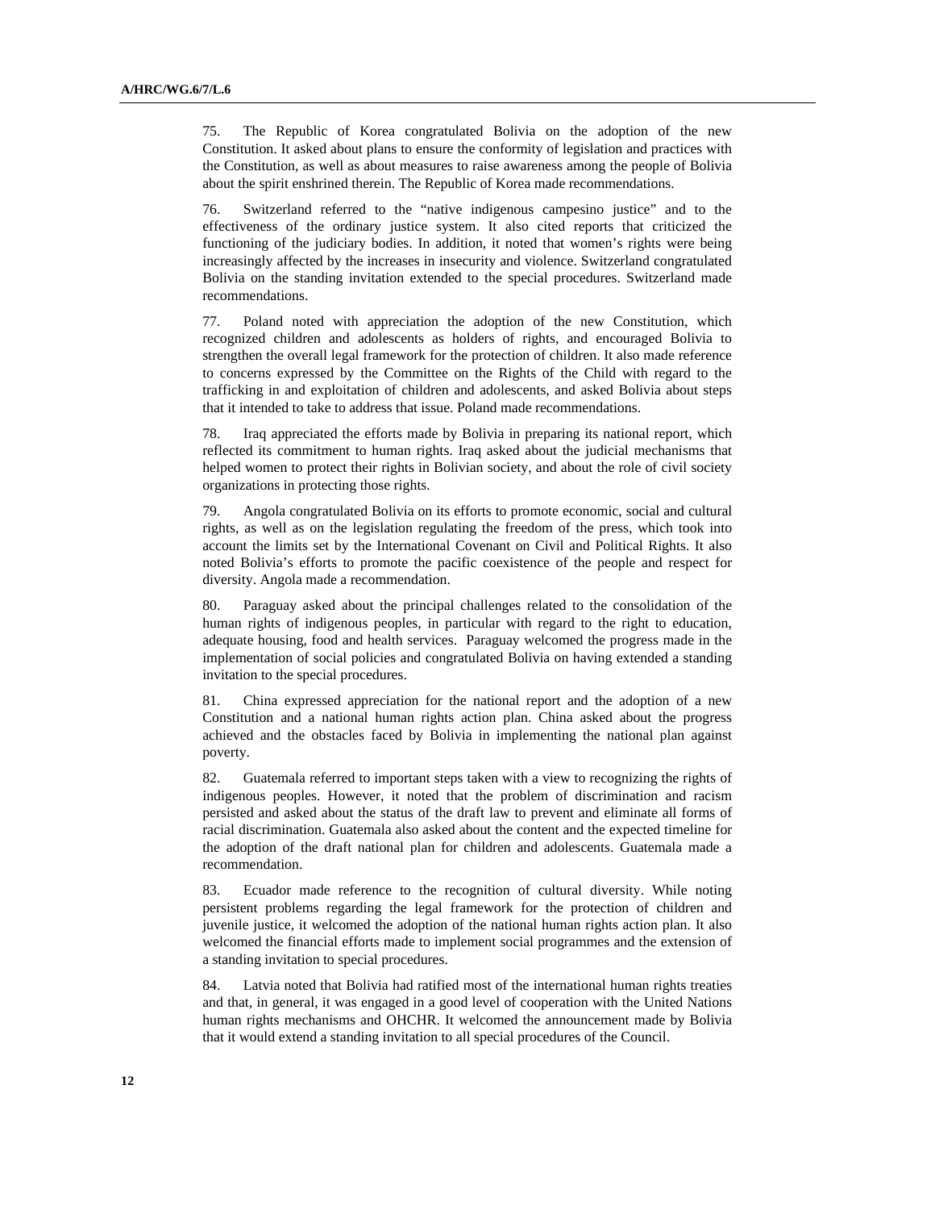75. The Republic of Korea congratulated Bolivia on the adoption of the new Constitution. It asked about plans to ensure the conformity of legislation and practices with the Constitution, as well as about measures to raise awareness among the people of Bolivia about the spirit enshrined therein. The Republic of Korea made recommendations.

76. Switzerland referred to the "native indigenous campesino justice" and to the effectiveness of the ordinary justice system. It also cited reports that criticized the functioning of the judiciary bodies. In addition, it noted that women's rights were being increasingly affected by the increases in insecurity and violence. Switzerland congratulated Bolivia on the standing invitation extended to the special procedures. Switzerland made recommendations.

77. Poland noted with appreciation the adoption of the new Constitution, which recognized children and adolescents as holders of rights, and encouraged Bolivia to strengthen the overall legal framework for the protection of children. It also made reference to concerns expressed by the Committee on the Rights of the Child with regard to the trafficking in and exploitation of children and adolescents, and asked Bolivia about steps that it intended to take to address that issue. Poland made recommendations.

78. Iraq appreciated the efforts made by Bolivia in preparing its national report, which reflected its commitment to human rights. Iraq asked about the judicial mechanisms that helped women to protect their rights in Bolivian society, and about the role of civil society organizations in protecting those rights.

79. Angola congratulated Bolivia on its efforts to promote economic, social and cultural rights, as well as on the legislation regulating the freedom of the press, which took into account the limits set by the International Covenant on Civil and Political Rights. It also noted Bolivia's efforts to promote the pacific coexistence of the people and respect for diversity. Angola made a recommendation.

80. Paraguay asked about the principal challenges related to the consolidation of the human rights of indigenous peoples, in particular with regard to the right to education, adequate housing, food and health services. Paraguay welcomed the progress made in the implementation of social policies and congratulated Bolivia on having extended a standing invitation to the special procedures.

81. China expressed appreciation for the national report and the adoption of a new Constitution and a national human rights action plan. China asked about the progress achieved and the obstacles faced by Bolivia in implementing the national plan against poverty.

82. Guatemala referred to important steps taken with a view to recognizing the rights of indigenous peoples. However, it noted that the problem of discrimination and racism persisted and asked about the status of the draft law to prevent and eliminate all forms of racial discrimination. Guatemala also asked about the content and the expected timeline for the adoption of the draft national plan for children and adolescents. Guatemala made a recommendation.

83. Ecuador made reference to the recognition of cultural diversity. While noting persistent problems regarding the legal framework for the protection of children and juvenile justice, it welcomed the adoption of the national human rights action plan. It also welcomed the financial efforts made to implement social programmes and the extension of a standing invitation to special procedures.

84. Latvia noted that Bolivia had ratified most of the international human rights treaties and that, in general, it was engaged in a good level of cooperation with the United Nations human rights mechanisms and OHCHR. It welcomed the announcement made by Bolivia that it would extend a standing invitation to all special procedures of the Council.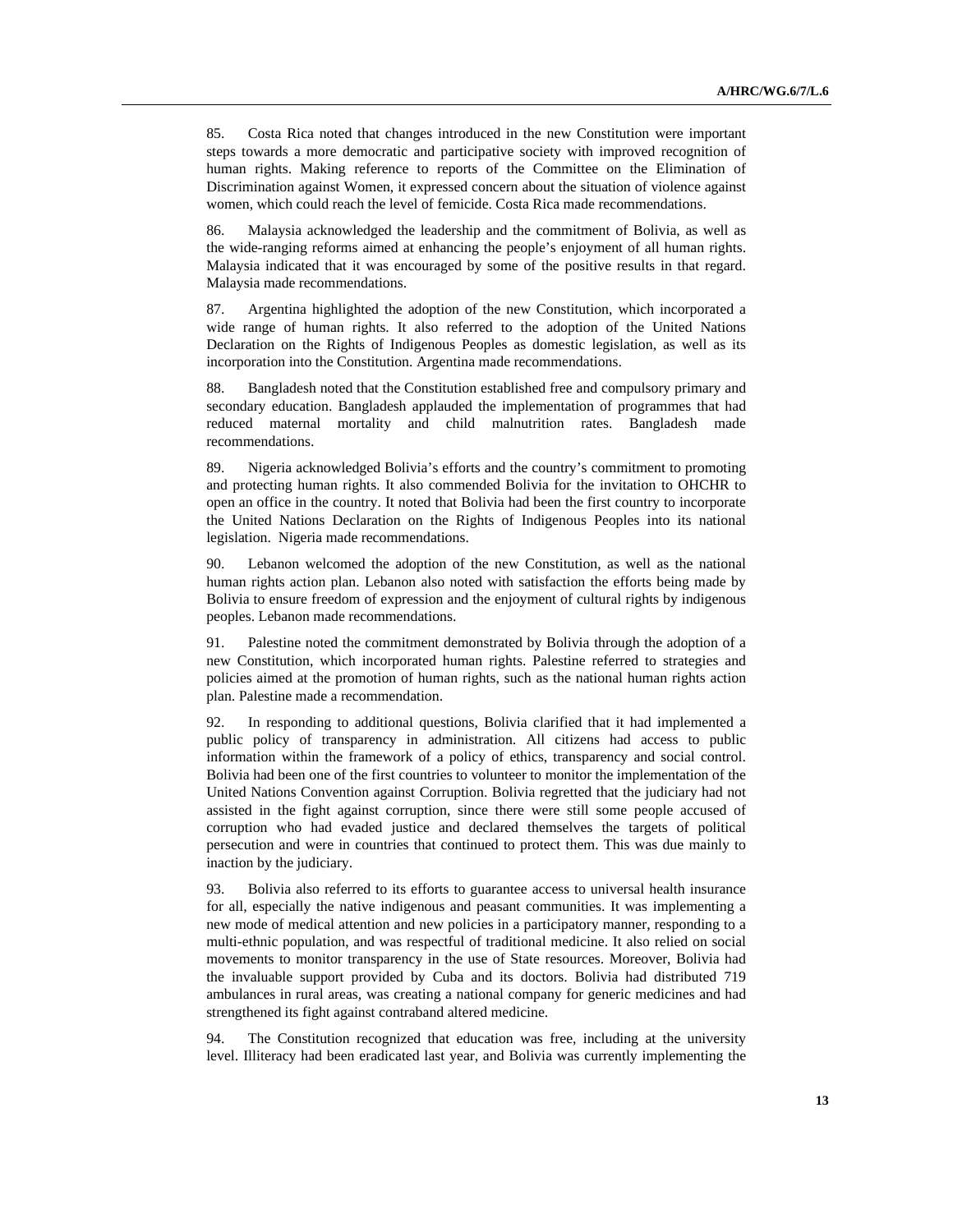85. Costa Rica noted that changes introduced in the new Constitution were important steps towards a more democratic and participative society with improved recognition of human rights. Making reference to reports of the Committee on the Elimination of Discrimination against Women, it expressed concern about the situation of violence against women, which could reach the level of femicide. Costa Rica made recommendations.

86. Malaysia acknowledged the leadership and the commitment of Bolivia, as well as the wide-ranging reforms aimed at enhancing the people's enjoyment of all human rights. Malaysia indicated that it was encouraged by some of the positive results in that regard. Malaysia made recommendations.

87. Argentina highlighted the adoption of the new Constitution, which incorporated a wide range of human rights. It also referred to the adoption of the United Nations Declaration on the Rights of Indigenous Peoples as domestic legislation, as well as its incorporation into the Constitution. Argentina made recommendations.

88. Bangladesh noted that the Constitution established free and compulsory primary and secondary education. Bangladesh applauded the implementation of programmes that had reduced maternal mortality and child malnutrition rates. Bangladesh made recommendations.

89. Nigeria acknowledged Bolivia's efforts and the country's commitment to promoting and protecting human rights. It also commended Bolivia for the invitation to OHCHR to open an office in the country. It noted that Bolivia had been the first country to incorporate the United Nations Declaration on the Rights of Indigenous Peoples into its national legislation. Nigeria made recommendations.

90. Lebanon welcomed the adoption of the new Constitution, as well as the national human rights action plan. Lebanon also noted with satisfaction the efforts being made by Bolivia to ensure freedom of expression and the enjoyment of cultural rights by indigenous peoples. Lebanon made recommendations.

91. Palestine noted the commitment demonstrated by Bolivia through the adoption of a new Constitution, which incorporated human rights. Palestine referred to strategies and policies aimed at the promotion of human rights, such as the national human rights action plan. Palestine made a recommendation.

92. In responding to additional questions, Bolivia clarified that it had implemented a public policy of transparency in administration. All citizens had access to public information within the framework of a policy of ethics, transparency and social control. Bolivia had been one of the first countries to volunteer to monitor the implementation of the United Nations Convention against Corruption. Bolivia regretted that the judiciary had not assisted in the fight against corruption, since there were still some people accused of corruption who had evaded justice and declared themselves the targets of political persecution and were in countries that continued to protect them. This was due mainly to inaction by the judiciary.

93. Bolivia also referred to its efforts to guarantee access to universal health insurance for all, especially the native indigenous and peasant communities. It was implementing a new mode of medical attention and new policies in a participatory manner, responding to a multi-ethnic population, and was respectful of traditional medicine. It also relied on social movements to monitor transparency in the use of State resources. Moreover, Bolivia had the invaluable support provided by Cuba and its doctors. Bolivia had distributed 719 ambulances in rural areas, was creating a national company for generic medicines and had strengthened its fight against contraband altered medicine.

94. The Constitution recognized that education was free, including at the university level. Illiteracy had been eradicated last year, and Bolivia was currently implementing the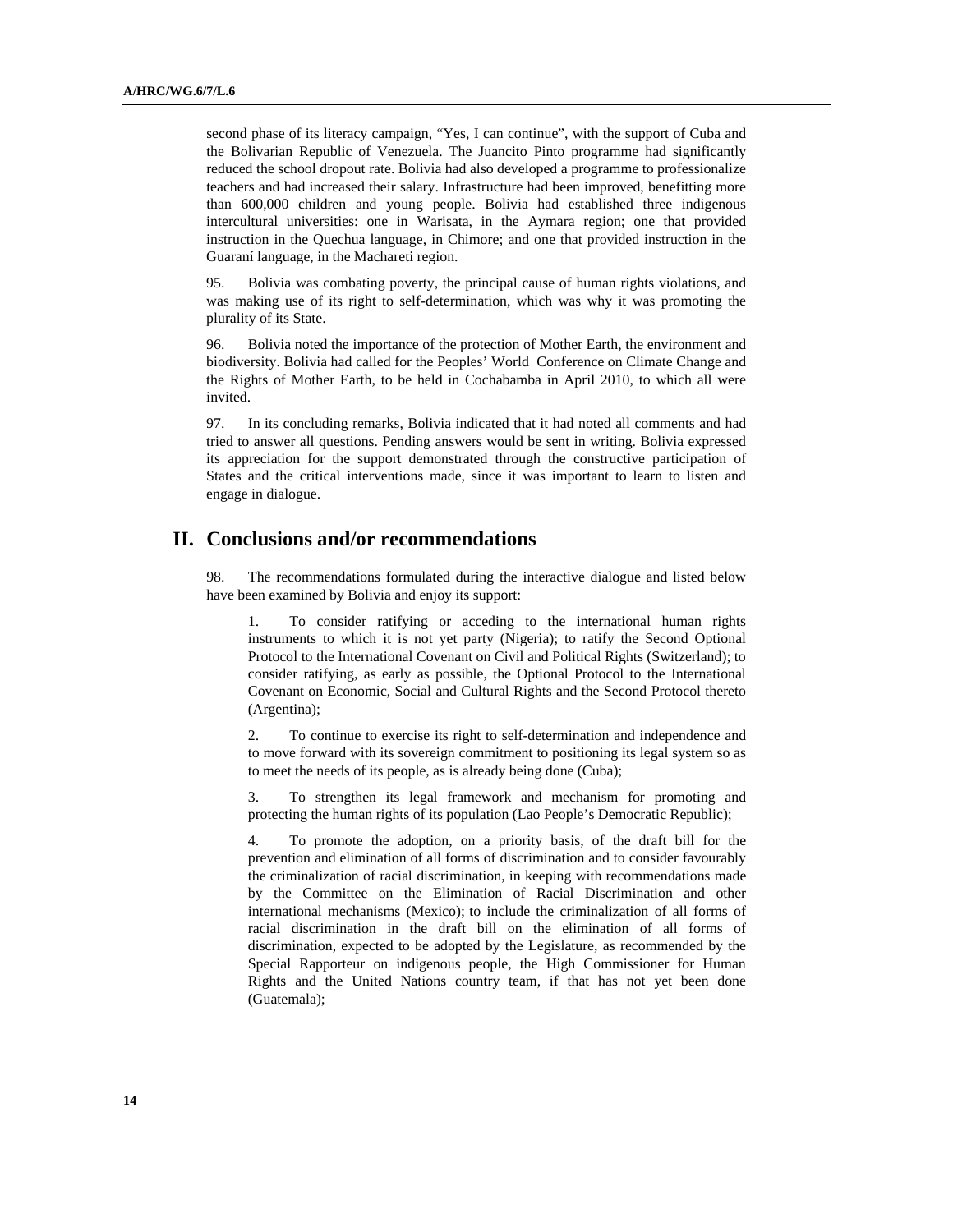second phase of its literacy campaign, "Yes, I can continue", with the support of Cuba and the Bolivarian Republic of Venezuela. The Juancito Pinto programme had significantly reduced the school dropout rate. Bolivia had also developed a programme to professionalize teachers and had increased their salary. Infrastructure had been improved, benefitting more than 600,000 children and young people. Bolivia had established three indigenous intercultural universities: one in Warisata, in the Aymara region; one that provided instruction in the Quechua language, in Chimore; and one that provided instruction in the Guaraní language, in the Machareti region.

95. Bolivia was combating poverty, the principal cause of human rights violations, and was making use of its right to self-determination, which was why it was promoting the plurality of its State.

96. Bolivia noted the importance of the protection of Mother Earth, the environment and biodiversity. Bolivia had called for the Peoples' World Conference on Climate Change and the Rights of Mother Earth, to be held in Cochabamba in April 2010, to which all were invited.

97. In its concluding remarks, Bolivia indicated that it had noted all comments and had tried to answer all questions. Pending answers would be sent in writing. Bolivia expressed its appreciation for the support demonstrated through the constructive participation of States and the critical interventions made, since it was important to learn to listen and engage in dialogue.

## II. Conclusions and/or recommendations

98. The recommendations formulated during the interactive dialogue and listed below have been examined by Bolivia and enjoy its support:

1. To consider ratifying or acceding to the international human rights instruments to which it is not yet party (Nigeria); to ratify the Second Optional Protocol to the International Covenant on Civil and Political Rights (Switzerland); to consider ratifying, as early as possible, the Optional Protocol to the International Covenant on Economic, Social and Cultural Rights and the Second Protocol thereto (Argentina);

2. To continue to exercise its right to self-determination and independence and to move forward with its sovereign commitment to positioning its legal system so as to meet the needs of its people, as is already being done (Cuba);

3. To strengthen its legal framework and mechanism for promoting and protecting the human rights of its population (Lao People's Democratic Republic);

4. To promote the adoption, on a priority basis, of the draft bill for the prevention and elimination of all forms of discrimination and to consider favourably the criminalization of racial discrimination, in keeping with recommendations made by the Committee on the Elimination of Racial Discrimination and other international mechanisms (Mexico); to include the criminalization of all forms of racial discrimination in the draft bill on the elimination of all forms of discrimination, expected to be adopted by the Legislature, as recommended by the Special Rapporteur on indigenous people, the High Commissioner for Human Rights and the United Nations country team, if that has not yet been done (Guatemala);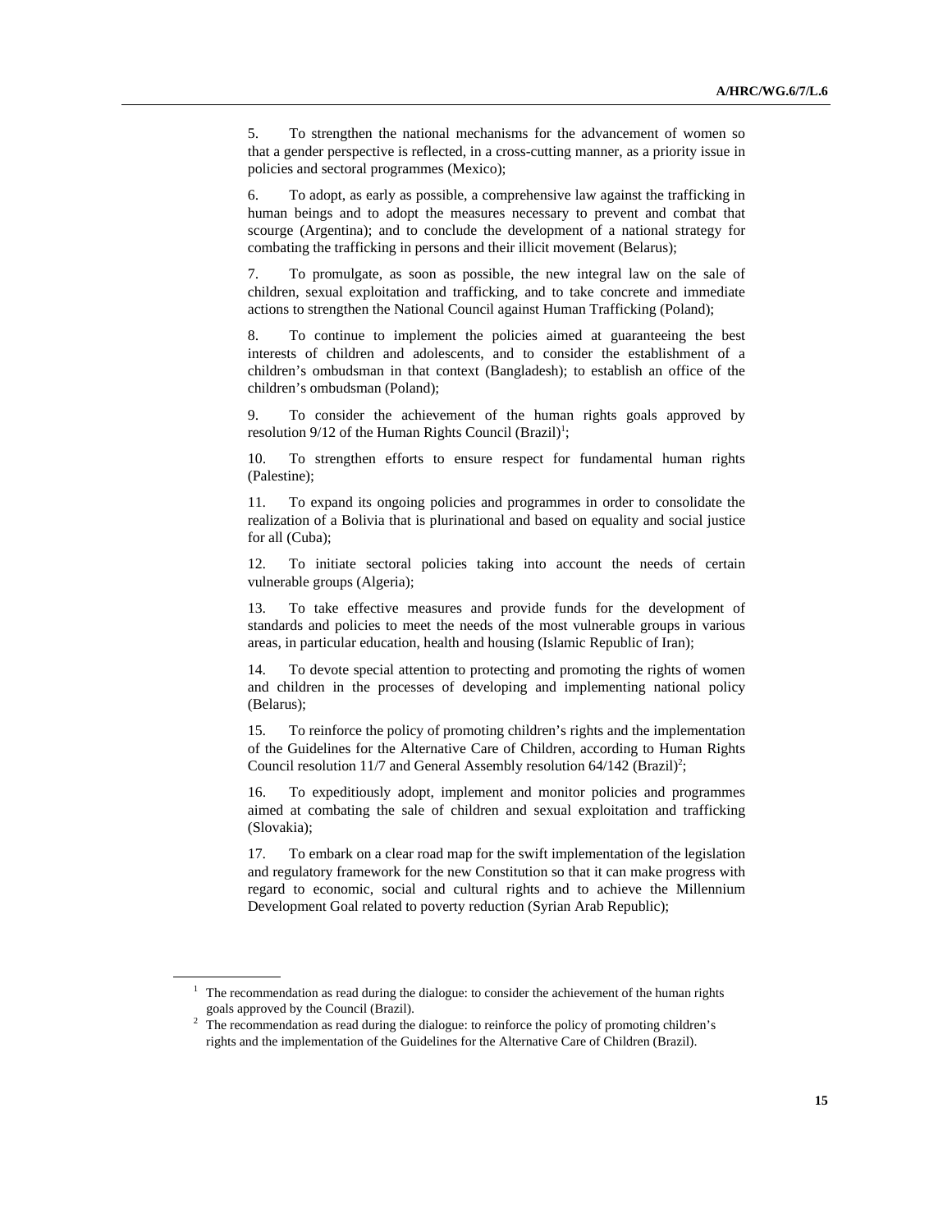5. To strengthen the national mechanisms for the advancement of women so that a gender perspective is reflected, in a cross-cutting manner, as a priority issue in policies and sectoral programmes (Mexico);

6. To adopt, as early as possible, a comprehensive law against the trafficking in human beings and to adopt the measures necessary to prevent and combat that scourge (Argentina); and to conclude the development of a national strategy for combating the trafficking in persons and their illicit movement (Belarus);

7. To promulgate, as soon as possible, the new integral law on the sale of children, sexual exploitation and trafficking, and to take concrete and immediate actions to strengthen the National Council against Human Trafficking (Poland);

8. To continue to implement the policies aimed at guaranteeing the best interests of children and adolescents, and to consider the establishment of a children's ombudsman in that context (Bangladesh); to establish an office of the children's ombudsman (Poland);

9. To consider the achievement of the human rights goals approved by resolution 9/12 of the Human Rights Council (Brazil)[1];

10. To strengthen efforts to ensure respect for fundamental human rights (Palestine);

11. To expand its ongoing policies and programmes in order to consolidate the realization of a Bolivia that is plurinational and based on equality and social justice for all (Cuba);

12. To initiate sectoral policies taking into account the needs of certain vulnerable groups (Algeria);

13. To take effective measures and provide funds for the development of standards and policies to meet the needs of the most vulnerable groups in various areas, in particular education, health and housing (Islamic Republic of Iran);

14. To devote special attention to protecting and promoting the rights of women and children in the processes of developing and implementing national policy (Belarus);

15. To reinforce the policy of promoting children's rights and the implementation of the Guidelines for the Alternative Care of Children, according to Human Rights Council resolution 11/7 and General Assembly resolution 64/142 (Brazil)[2];

16. To expeditiously adopt, implement and monitor policies and programmes aimed at combating the sale of children and sexual exploitation and trafficking (Slovakia);

17. To embark on a clear road map for the swift implementation of the legislation and regulatory framework for the new Constitution so that it can make progress with regard to economic, social and cultural rights and to achieve the Millennium Development Goal related to poverty reduction (Syrian Arab Republic);

---

[1] The recommendation as read during the dialogue: to consider the achievement of the human rights goals approved by the Council (Brazil).

[2] The recommendation as read during the dialogue: to reinforce the policy of promoting children's rights and the implementation of the Guidelines for the Alternative Care of Children (Brazil).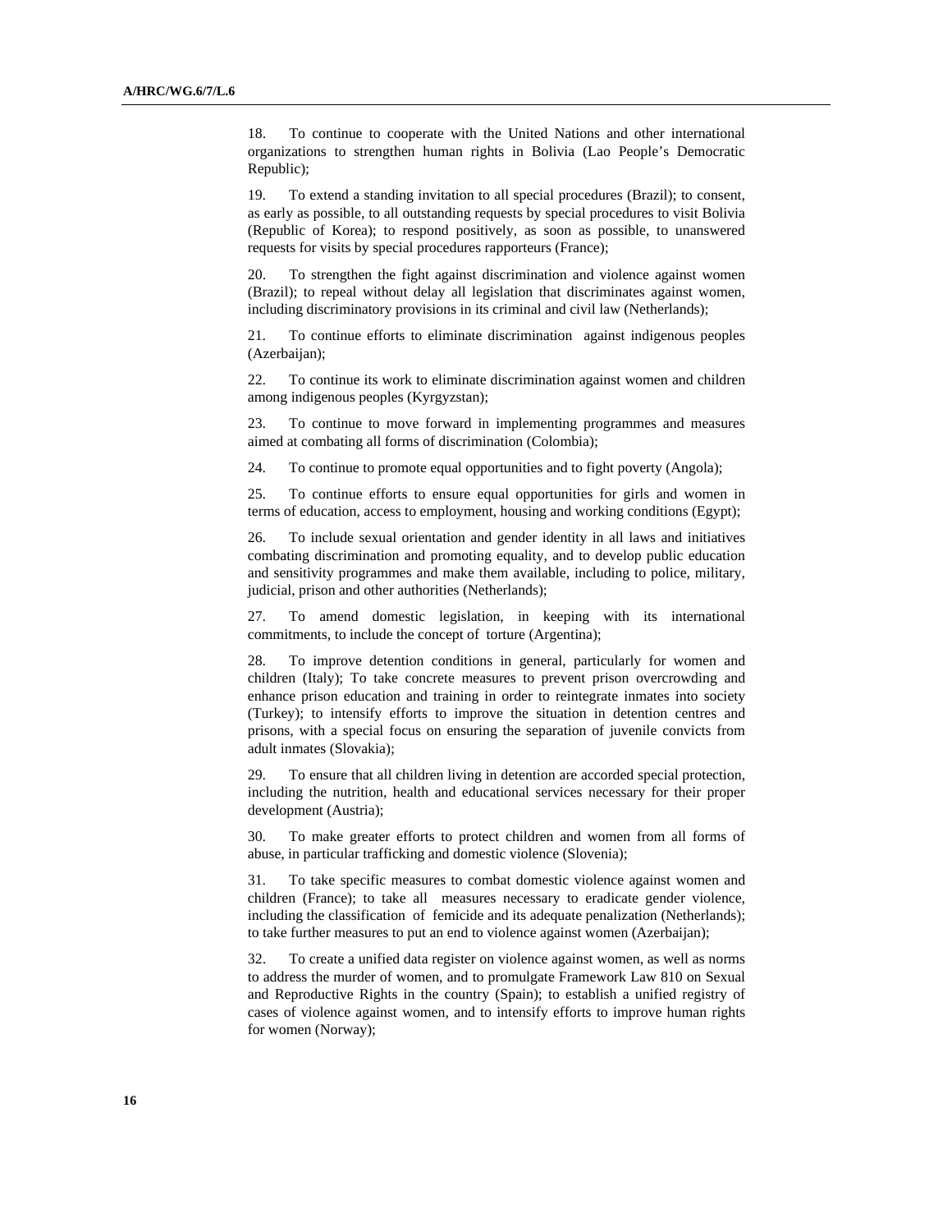18. To continue to cooperate with the United Nations and other international organizations to strengthen human rights in Bolivia (Lao People's Democratic Republic);

19. To extend a standing invitation to all special procedures (Brazil); to consent, as early as possible, to all outstanding requests by special procedures to visit Bolivia (Republic of Korea); to respond positively, as soon as possible, to unanswered requests for visits by special procedures rapporteurs (France);

20. To strengthen the fight against discrimination and violence against women (Brazil); to repeal without delay all legislation that discriminates against women, including discriminatory provisions in its criminal and civil law (Netherlands);

21. To continue efforts to eliminate discrimination against indigenous peoples (Azerbaijan);

22. To continue its work to eliminate discrimination against women and children among indigenous peoples (Kyrgyzstan);

23. To continue to move forward in implementing programmes and measures aimed at combating all forms of discrimination (Colombia);

24. To continue to promote equal opportunities and to fight poverty (Angola);

25. To continue efforts to ensure equal opportunities for girls and women in terms of education, access to employment, housing and working conditions (Egypt);

26. To include sexual orientation and gender identity in all laws and initiatives combating discrimination and promoting equality, and to develop public education and sensitivity programmes and make them available, including to police, military, judicial, prison and other authorities (Netherlands);

27. To amend domestic legislation, in keeping with its international commitments, to include the concept of torture (Argentina);

28. To improve detention conditions in general, particularly for women and children (Italy); To take concrete measures to prevent prison overcrowding and enhance prison education and training in order to reintegrate inmates into society (Turkey); to intensify efforts to improve the situation in detention centres and prisons, with a special focus on ensuring the separation of juvenile convicts from adult inmates (Slovakia);

29. To ensure that all children living in detention are accorded special protection, including the nutrition, health and educational services necessary for their proper development (Austria);

30. To make greater efforts to protect children and women from all forms of abuse, in particular trafficking and domestic violence (Slovenia);

31. To take specific measures to combat domestic violence against women and children (France); to take all measures necessary to eradicate gender violence, including the classification of femicide and its adequate penalization (Netherlands); to take further measures to put an end to violence against women (Azerbaijan);

32. To create a unified data register on violence against women, as well as norms to address the murder of women, and to promulgate Framework Law 810 on Sexual and Reproductive Rights in the country (Spain); to establish a unified registry of cases of violence against women, and to intensify efforts to improve human rights for women (Norway);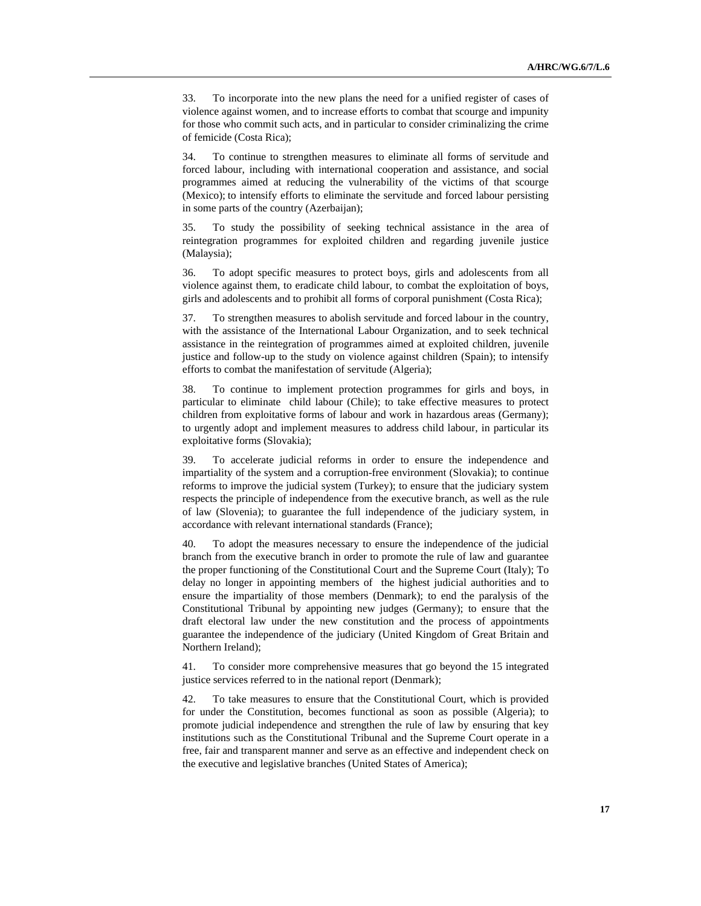33. To incorporate into the new plans the need for a unified register of cases of violence against women, and to increase efforts to combat that scourge and impunity for those who commit such acts, and in particular to consider criminalizing the crime of femicide (Costa Rica);

34. To continue to strengthen measures to eliminate all forms of servitude and forced labour, including with international cooperation and assistance, and social programmes aimed at reducing the vulnerability of the victims of that scourge (Mexico); to intensify efforts to eliminate the servitude and forced labour persisting in some parts of the country (Azerbaijan);

35. To study the possibility of seeking technical assistance in the area of reintegration programmes for exploited children and regarding juvenile justice (Malaysia);

36. To adopt specific measures to protect boys, girls and adolescents from all violence against them, to eradicate child labour, to combat the exploitation of boys, girls and adolescents and to prohibit all forms of corporal punishment (Costa Rica);

37. To strengthen measures to abolish servitude and forced labour in the country, with the assistance of the International Labour Organization, and to seek technical assistance in the reintegration of programmes aimed at exploited children, juvenile justice and follow-up to the study on violence against children (Spain); to intensify efforts to combat the manifestation of servitude (Algeria);

38. To continue to implement protection programmes for girls and boys, in particular to eliminate child labour (Chile); to take effective measures to protect children from exploitative forms of labour and work in hazardous areas (Germany); to urgently adopt and implement measures to address child labour, in particular its exploitative forms (Slovakia);

39. To accelerate judicial reforms in order to ensure the independence and impartiality of the system and a corruption-free environment (Slovakia); to continue reforms to improve the judicial system (Turkey); to ensure that the judiciary system respects the principle of independence from the executive branch, as well as the rule of law (Slovenia); to guarantee the full independence of the judiciary system, in accordance with relevant international standards (France);

40. To adopt the measures necessary to ensure the independence of the judicial branch from the executive branch in order to promote the rule of law and guarantee the proper functioning of the Constitutional Court and the Supreme Court (Italy); To delay no longer in appointing members of the highest judicial authorities and to ensure the impartiality of those members (Denmark); to end the paralysis of the Constitutional Tribunal by appointing new judges (Germany); to ensure that the draft electoral law under the new constitution and the process of appointments guarantee the independence of the judiciary (United Kingdom of Great Britain and Northern Ireland);

41. To consider more comprehensive measures that go beyond the 15 integrated justice services referred to in the national report (Denmark);

42. To take measures to ensure that the Constitutional Court, which is provided for under the Constitution, becomes functional as soon as possible (Algeria); to promote judicial independence and strengthen the rule of law by ensuring that key institutions such as the Constitutional Tribunal and the Supreme Court operate in a free, fair and transparent manner and serve as an effective and independent check on the executive and legislative branches (United States of America);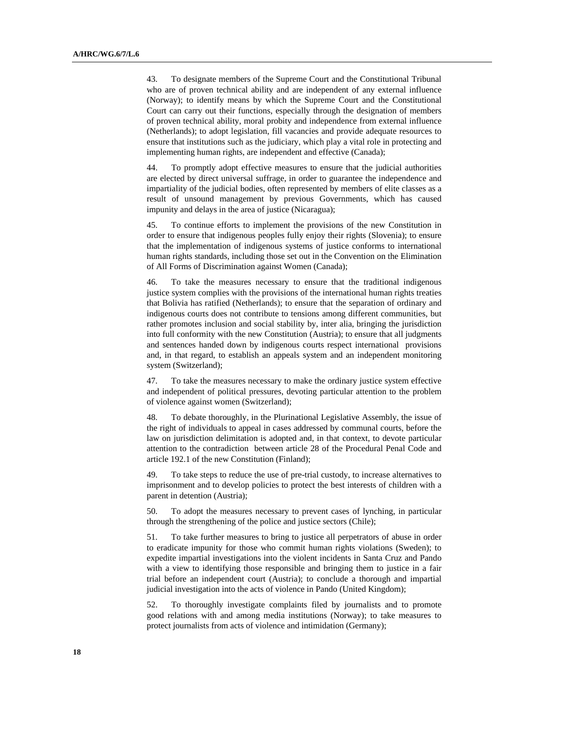43. To designate members of the Supreme Court and the Constitutional Tribunal who are of proven technical ability and are independent of any external influence (Norway); to identify means by which the Supreme Court and the Constitutional Court can carry out their functions, especially through the designation of members of proven technical ability, moral probity and independence from external influence (Netherlands); to adopt legislation, fill vacancies and provide adequate resources to ensure that institutions such as the judiciary, which play a vital role in protecting and implementing human rights, are independent and effective (Canada);

44. To promptly adopt effective measures to ensure that the judicial authorities are elected by direct universal suffrage, in order to guarantee the independence and impartiality of the judicial bodies, often represented by members of elite classes as a result of unsound management by previous Governments, which has caused impunity and delays in the area of justice (Nicaragua);

45. To continue efforts to implement the provisions of the new Constitution in order to ensure that indigenous peoples fully enjoy their rights (Slovenia); to ensure that the implementation of indigenous systems of justice conforms to international human rights standards, including those set out in the Convention on the Elimination of All Forms of Discrimination against Women (Canada);

46. To take the measures necessary to ensure that the traditional indigenous justice system complies with the provisions of the international human rights treaties that Bolivia has ratified (Netherlands); to ensure that the separation of ordinary and indigenous courts does not contribute to tensions among different communities, but rather promotes inclusion and social stability by, inter alia, bringing the jurisdiction into full conformity with the new Constitution (Austria); to ensure that all judgments and sentences handed down by indigenous courts respect international provisions and, in that regard, to establish an appeals system and an independent monitoring system (Switzerland);

47. To take the measures necessary to make the ordinary justice system effective and independent of political pressures, devoting particular attention to the problem of violence against women (Switzerland);

48. To debate thoroughly, in the Plurinational Legislative Assembly, the issue of the right of individuals to appeal in cases addressed by communal courts, before the law on jurisdiction delimitation is adopted and, in that context, to devote particular attention to the contradiction between article 28 of the Procedural Penal Code and article 192.1 of the new Constitution (Finland);

49. To take steps to reduce the use of pre-trial custody, to increase alternatives to imprisonment and to develop policies to protect the best interests of children with a parent in detention (Austria);

50. To adopt the measures necessary to prevent cases of lynching, in particular through the strengthening of the police and justice sectors (Chile);

51. To take further measures to bring to justice all perpetrators of abuse in order to eradicate impunity for those who commit human rights violations (Sweden); to expedite impartial investigations into the violent incidents in Santa Cruz and Pando with a view to identifying those responsible and bringing them to justice in a fair trial before an independent court (Austria); to conclude a thorough and impartial judicial investigation into the acts of violence in Pando (United Kingdom);

52. To thoroughly investigate complaints filed by journalists and to promote good relations with and among media institutions (Norway); to take measures to protect journalists from acts of violence and intimidation (Germany);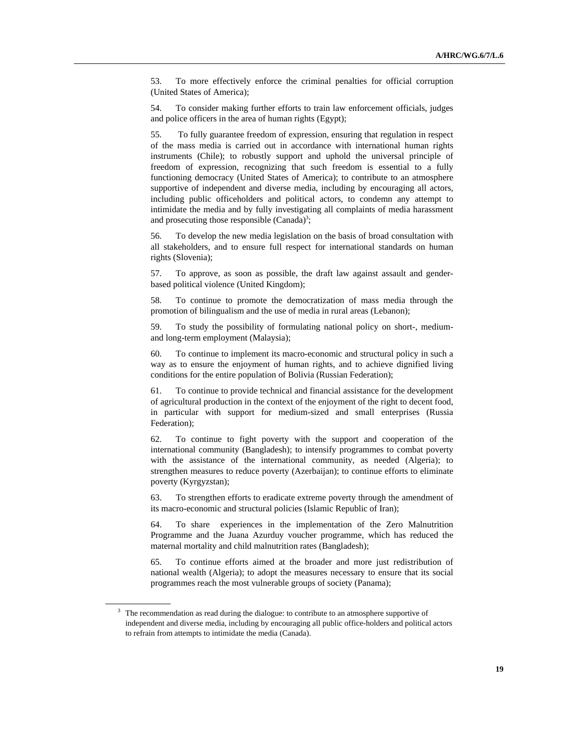53. To more effectively enforce the criminal penalties for official corruption (United States of America);

54. To consider making further efforts to train law enforcement officials, judges and police officers in the area of human rights (Egypt);

55. To fully guarantee freedom of expression, ensuring that regulation in respect of the mass media is carried out in accordance with international human rights instruments (Chile); to robustly support and uphold the universal principle of freedom of expression, recognizing that such freedom is essential to a fully functioning democracy (United States of America); to contribute to an atmosphere supportive of independent and diverse media, including by encouraging all actors, including public officeholders and political actors, to condemn any attempt to intimidate the media and by fully investigating all complaints of media harassment and prosecuting those responsible (Canada)[3];

56. To develop the new media legislation on the basis of broad consultation with all stakeholders, and to ensure full respect for international standards on human rights (Slovenia);

57. To approve, as soon as possible, the draft law against assault and gender-based political violence (United Kingdom);

58. To continue to promote the democratization of mass media through the promotion of bilingualism and the use of media in rural areas (Lebanon);

59. To study the possibility of formulating national policy on short-, medium- and long-term employment (Malaysia);

60. To continue to implement its macro-economic and structural policy in such a way as to ensure the enjoyment of human rights, and to achieve dignified living conditions for the entire population of Bolivia (Russian Federation);

61. To continue to provide technical and financial assistance for the development of agricultural production in the context of the enjoyment of the right to decent food, in particular with support for medium-sized and small enterprises (Russia Federation);

62. To continue to fight poverty with the support and cooperation of the international community (Bangladesh); to intensify programmes to combat poverty with the assistance of the international community, as needed (Algeria); to strengthen measures to reduce poverty (Azerbaijan); to continue efforts to eliminate poverty (Kyrgyzstan);

63. To strengthen efforts to eradicate extreme poverty through the amendment of its macro-economic and structural policies (Islamic Republic of Iran);

64. To share experiences in the implementation of the Zero Malnutrition Programme and the Juana Azurduy voucher programme, which has reduced the maternal mortality and child malnutrition rates (Bangladesh);

65. To continue efforts aimed at the broader and more just redistribution of national wealth (Algeria); to adopt the measures necessary to ensure that its social programmes reach the most vulnerable groups of society (Panama);

---

[3] The recommendation as read during the dialogue: to contribute to an atmosphere supportive of independent and diverse media, including by encouraging all public office-holders and political actors to refrain from attempts to intimidate the media (Canada).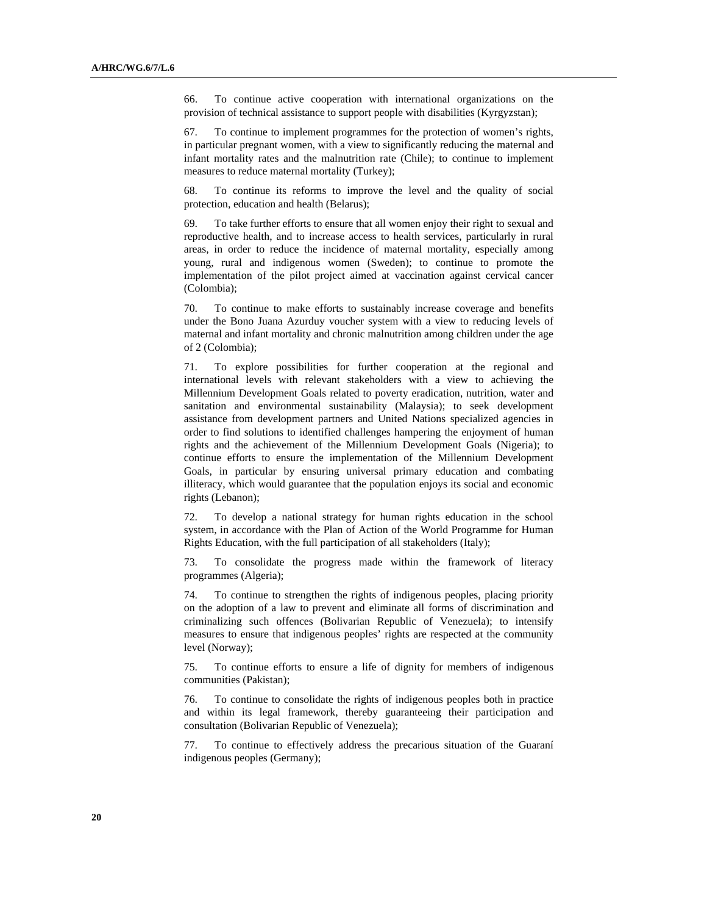66. To continue active cooperation with international organizations on the provision of technical assistance to support people with disabilities (Kyrgyzstan);

67. To continue to implement programmes for the protection of women's rights, in particular pregnant women, with a view to significantly reducing the maternal and infant mortality rates and the malnutrition rate (Chile); to continue to implement measures to reduce maternal mortality (Turkey);

68. To continue its reforms to improve the level and the quality of social protection, education and health (Belarus);

69. To take further efforts to ensure that all women enjoy their right to sexual and reproductive health, and to increase access to health services, particularly in rural areas, in order to reduce the incidence of maternal mortality, especially among young, rural and indigenous women (Sweden); to continue to promote the implementation of the pilot project aimed at vaccination against cervical cancer (Colombia);

70. To continue to make efforts to sustainably increase coverage and benefits under the Bono Juana Azurduy voucher system with a view to reducing levels of maternal and infant mortality and chronic malnutrition among children under the age of 2 (Colombia);

71. To explore possibilities for further cooperation at the regional and international levels with relevant stakeholders with a view to achieving the Millennium Development Goals related to poverty eradication, nutrition, water and sanitation and environmental sustainability (Malaysia); to seek development assistance from development partners and United Nations specialized agencies in order to find solutions to identified challenges hampering the enjoyment of human rights and the achievement of the Millennium Development Goals (Nigeria); to continue efforts to ensure the implementation of the Millennium Development Goals, in particular by ensuring universal primary education and combating illiteracy, which would guarantee that the population enjoys its social and economic rights (Lebanon);

72. To develop a national strategy for human rights education in the school system, in accordance with the Plan of Action of the World Programme for Human Rights Education, with the full participation of all stakeholders (Italy);

73. To consolidate the progress made within the framework of literacy programmes (Algeria);

74. To continue to strengthen the rights of indigenous peoples, placing priority on the adoption of a law to prevent and eliminate all forms of discrimination and criminalizing such offences (Bolivarian Republic of Venezuela); to intensify measures to ensure that indigenous peoples' rights are respected at the community level (Norway);

75. To continue efforts to ensure a life of dignity for members of indigenous communities (Pakistan);

76. To continue to consolidate the rights of indigenous peoples both in practice and within its legal framework, thereby guaranteeing their participation and consultation (Bolivarian Republic of Venezuela);

77. To continue to effectively address the precarious situation of the Guaraní indigenous peoples (Germany);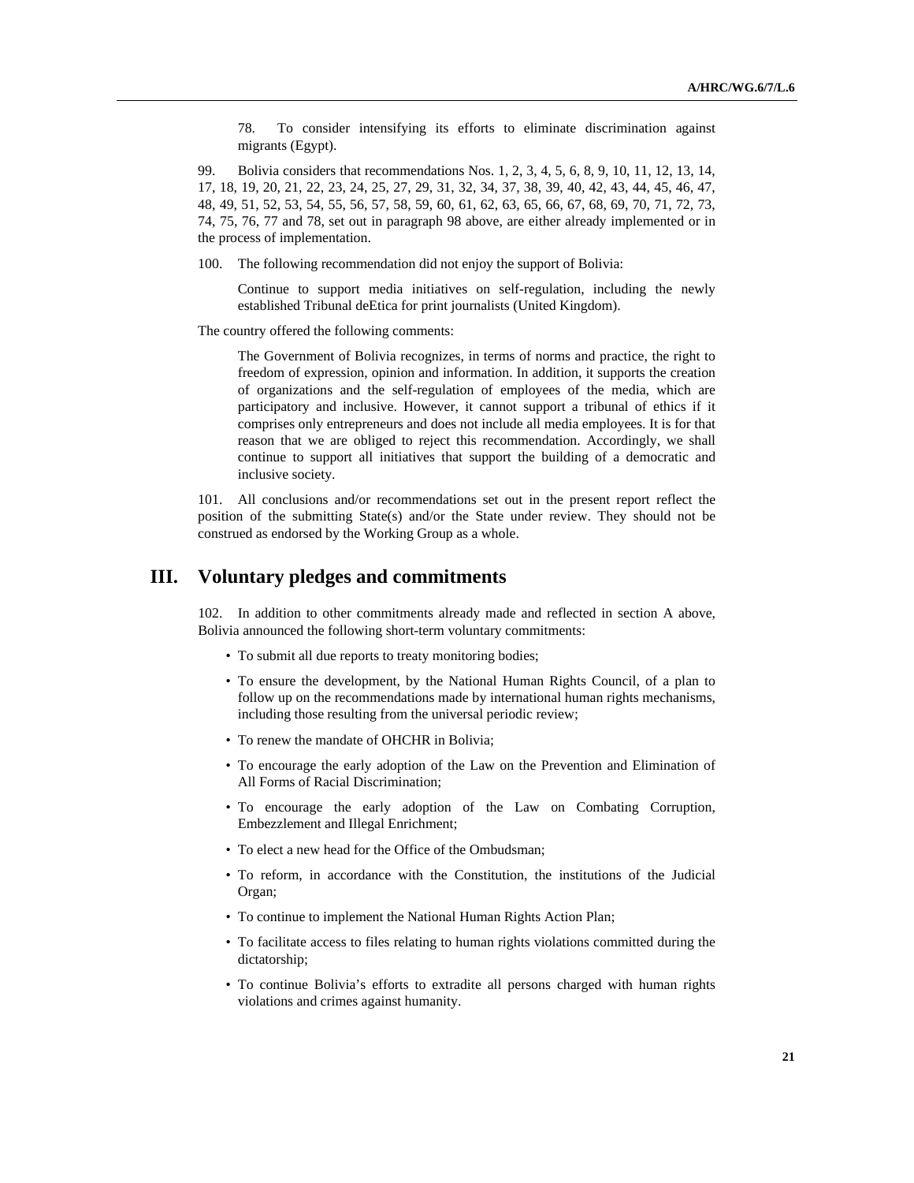78. To consider intensifying its efforts to eliminate discrimination against migrants (Egypt).

99. Bolivia considers that recommendations Nos. 1, 2, 3, 4, 5, 6, 8, 9, 10, 11, 12, 13, 14, 17, 18, 19, 20, 21, 22, 23, 24, 25, 27, 29, 31, 32, 34, 37, 38, 39, 40, 42, 43, 44, 45, 46, 47, 48, 49, 51, 52, 53, 54, 55, 56, 57, 58, 59, 60, 61, 62, 63, 65, 66, 67, 68, 69, 70, 71, 72, 73, 74, 75, 76, 77 and 78, set out in paragraph 98 above, are either already implemented or in the process of implementation.

100. The following recommendation did not enjoy the support of Bolivia:

Continue to support media initiatives on self-regulation, including the newly established Tribunal deEtica for print journalists (United Kingdom).

The country offered the following comments:

The Government of Bolivia recognizes, in terms of norms and practice, the right to freedom of expression, opinion and information. In addition, it supports the creation of organizations and the self-regulation of employees of the media, which are participatory and inclusive. However, it cannot support a tribunal of ethics if it comprises only entrepreneurs and does not include all media employees. It is for that reason that we are obliged to reject this recommendation. Accordingly, we shall continue to support all initiatives that support the building of a democratic and inclusive society.

101. All conclusions and/or recommendations set out in the present report reflect the position of the submitting State(s) and/or the State under review. They should not be construed as endorsed by the Working Group as a whole.

## III. Voluntary pledges and commitments

102. In addition to other commitments already made and reflected in section A above, Bolivia announced the following short-term voluntary commitments:

- To submit all due reports to treaty monitoring bodies;
- To ensure the development, by the National Human Rights Council, of a plan to follow up on the recommendations made by international human rights mechanisms, including those resulting from the universal periodic review;
- To renew the mandate of OHCHR in Bolivia;
- To encourage the early adoption of the Law on the Prevention and Elimination of All Forms of Racial Discrimination;
- To encourage the early adoption of the Law on Combating Corruption, Embezzlement and Illegal Enrichment;
- To elect a new head for the Office of the Ombudsman;
- To reform, in accordance with the Constitution, the institutions of the Judicial Organ;
- To continue to implement the National Human Rights Action Plan;
- To facilitate access to files relating to human rights violations committed during the dictatorship;
- To continue Bolivia's efforts to extradite all persons charged with human rights violations and crimes against humanity.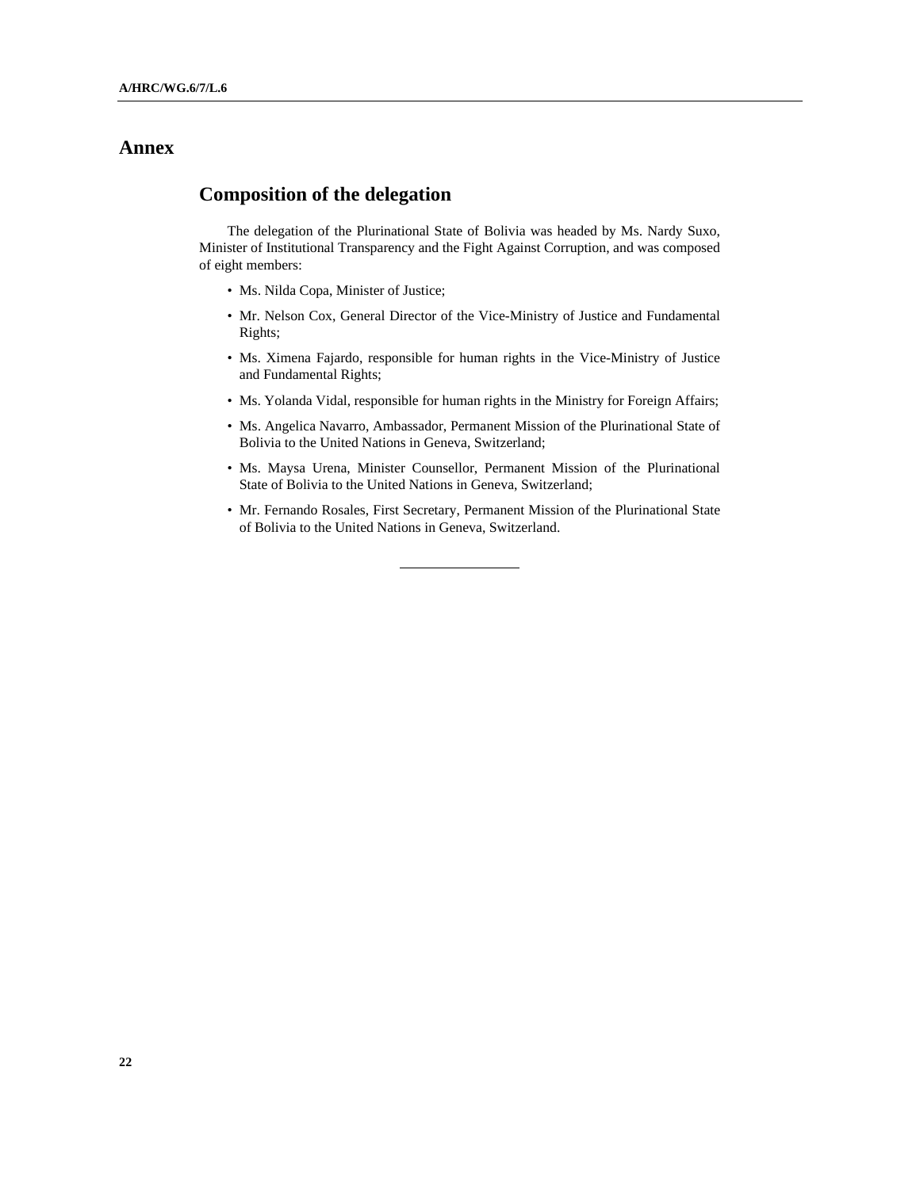# Annex

## Composition of the delegation

The delegation of the Plurinational State of Bolivia was headed by Ms. Nardy Suxo, Minister of Institutional Transparency and the Fight Against Corruption, and was composed of eight members:

- Ms. Nilda Copa, Minister of Justice;
- Mr. Nelson Cox, General Director of the Vice-Ministry of Justice and Fundamental Rights;
- Ms. Ximena Fajardo, responsible for human rights in the Vice-Ministry of Justice and Fundamental Rights;
- Ms. Yolanda Vidal, responsible for human rights in the Ministry for Foreign Affairs;
- Ms. Angelica Navarro, Ambassador, Permanent Mission of the Plurinational State of Bolivia to the United Nations in Geneva, Switzerland;
- Ms. Maysa Urena, Minister Counsellor, Permanent Mission of the Plurinational State of Bolivia to the United Nations in Geneva, Switzerland;
- Mr. Fernando Rosales, First Secretary, Permanent Mission of the Plurinational State of Bolivia to the United Nations in Geneva, Switzerland.